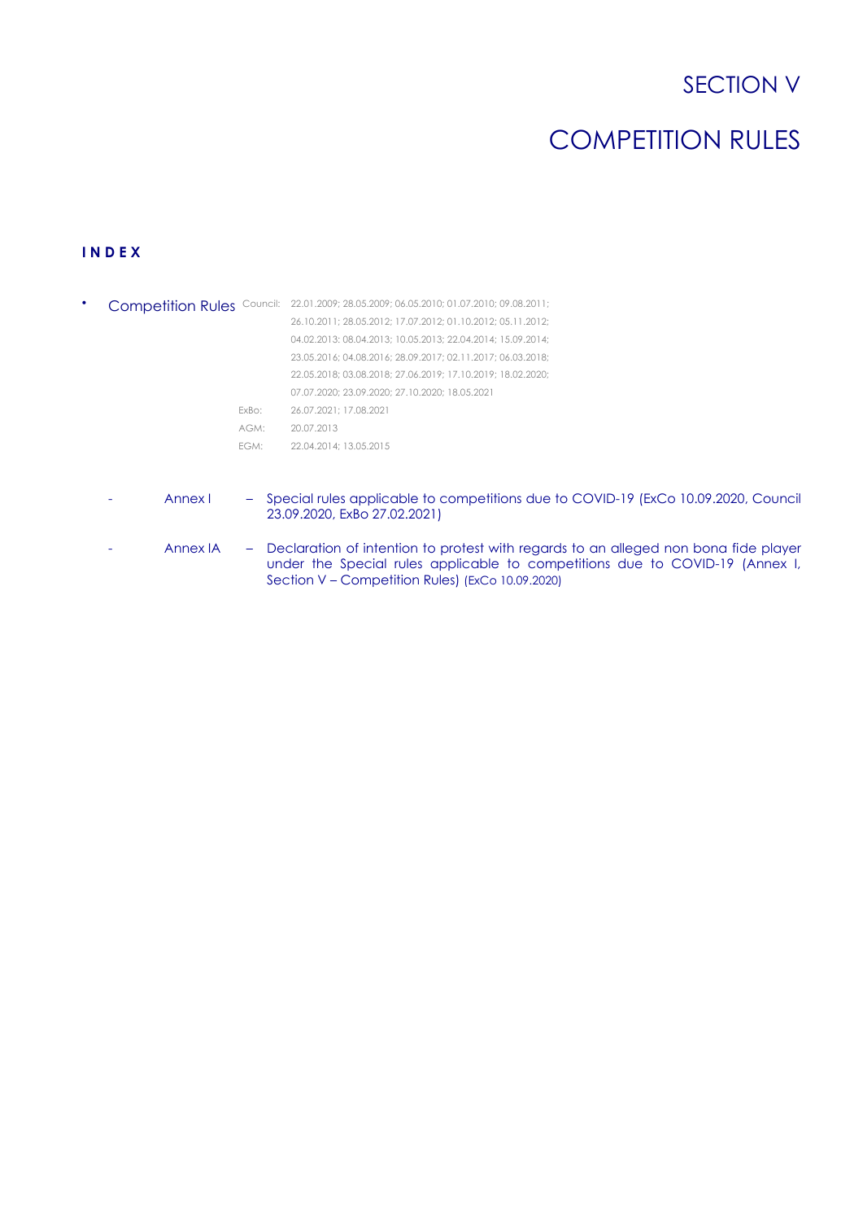# SECTION V

# COMPETITION RULES

**I N D E X**

- Competition Rules

| | |
|---|---|
| Council: | 22.01.2009; 28.05.2009; 06.05.2010; 01.07.2010; 09.08.2011; 26.10.2011; 28.05.2012; 17.07.2012; 01.10.2012; 05.11.2012; 04.02.2013; 08.04.2013; 10.05.2013; 22.04.2014; 15.09.2014; 23.05.2016; 04.08.2016; 28.09.2017; 02.11.2017; 06.03.2018; 22.05.2018; 03.08.2018; 27.06.2019; 17.10.2019; 18.02.2020; 07.07.2020; 23.09.2020; 27.10.2020; 18.05.2021 |
| ExBo: | 26.07.2021; 17.08.2021 |
| AGM: | 20.07.2013 |
| EGM: | 22.04.2014; 13.05.2015 |

- Annex I – Special rules applicable to competitions due to COVID-19 (ExCo 10.09.2020, Council 23.09.2020, ExBo 27.02.2021)
- Annex IA – Declaration of intention to protest with regards to an alleged non bona fide player under the Special rules applicable to competitions due to COVID-19 (Annex I, Section V – Competition Rules) (ExCo 10.09.2020)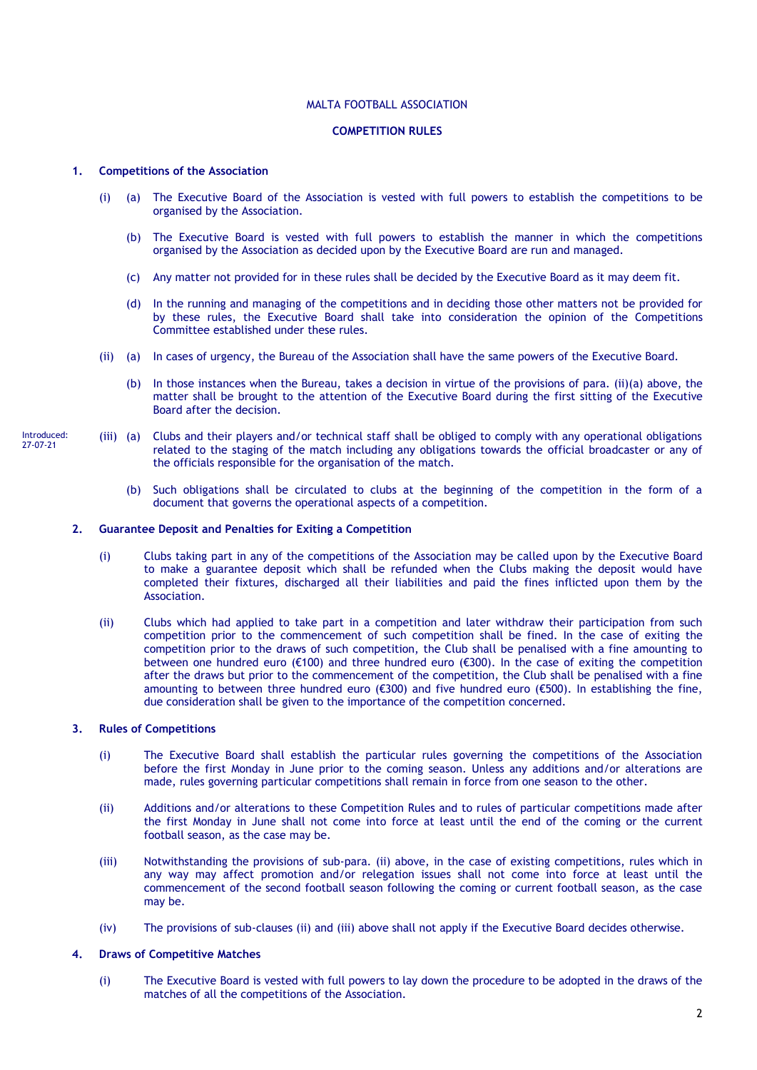MALTA FOOTBALL ASSOCIATION

**COMPETITION RULES**

**1. Competitions of the Association**

(i) (a) The Executive Board of the Association is vested with full powers to establish the competitions to be organised by the Association.

(b) The Executive Board is vested with full powers to establish the manner in which the competitions organised by the Association as decided upon by the Executive Board are run and managed.

(c) Any matter not provided for in these rules shall be decided by the Executive Board as it may deem fit.

(d) In the running and managing of the competitions and in deciding those other matters not be provided for by these rules, the Executive Board shall take into consideration the opinion of the Competitions Committee established under these rules.

(ii) (a) In cases of urgency, the Bureau of the Association shall have the same powers of the Executive Board.

(b) In those instances when the Bureau, takes a decision in virtue of the provisions of para. (ii)(a) above, the matter shall be brought to the attention of the Executive Board during the first sitting of the Executive Board after the decision.

Introduced: 27-07-21

(iii) (a) Clubs and their players and/or technical staff shall be obliged to comply with any operational obligations related to the staging of the match including any obligations towards the official broadcaster or any of the officials responsible for the organisation of the match.

(b) Such obligations shall be circulated to clubs at the beginning of the competition in the form of a document that governs the operational aspects of a competition.

**2. Guarantee Deposit and Penalties for Exiting a Competition**

(i) Clubs taking part in any of the competitions of the Association may be called upon by the Executive Board to make a guarantee deposit which shall be refunded when the Clubs making the deposit would have completed their fixtures, discharged all their liabilities and paid the fines inflicted upon them by the Association.

(ii) Clubs which had applied to take part in a competition and later withdraw their participation from such competition prior to the commencement of such competition shall be fined. In the case of exiting the competition prior to the draws of such competition, the Club shall be penalised with a fine amounting to between one hundred euro (€100) and three hundred euro (€300). In the case of exiting the competition after the draws but prior to the commencement of the competition, the Club shall be penalised with a fine amounting to between three hundred euro (€300) and five hundred euro (€500). In establishing the fine, due consideration shall be given to the importance of the competition concerned.

**3. Rules of Competitions**

(i) The Executive Board shall establish the particular rules governing the competitions of the Association before the first Monday in June prior to the coming season. Unless any additions and/or alterations are made, rules governing particular competitions shall remain in force from one season to the other.

(ii) Additions and/or alterations to these Competition Rules and to rules of particular competitions made after the first Monday in June shall not come into force at least until the end of the coming or the current football season, as the case may be.

(iii) Notwithstanding the provisions of sub-para. (ii) above, in the case of existing competitions, rules which in any way may affect promotion and/or relegation issues shall not come into force at least until the commencement of the second football season following the coming or current football season, as the case may be.

(iv) The provisions of sub-clauses (ii) and (iii) above shall not apply if the Executive Board decides otherwise.

**4. Draws of Competitive Matches**

(i) The Executive Board is vested with full powers to lay down the procedure to be adopted in the draws of the matches of all the competitions of the Association.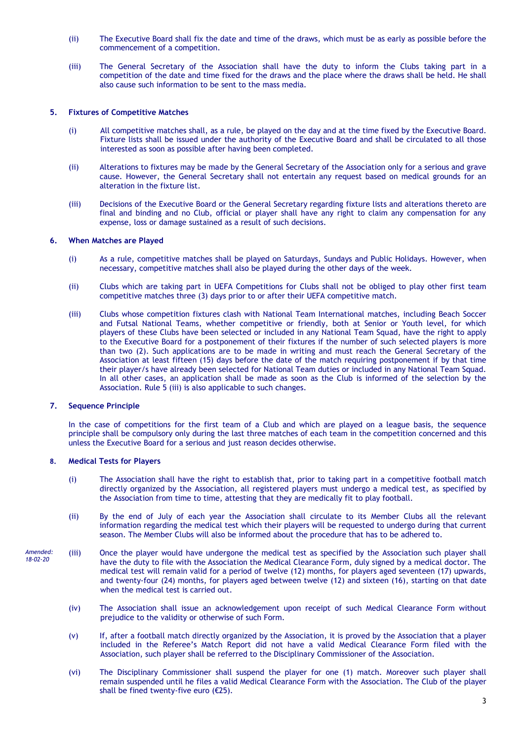(ii) The Executive Board shall fix the date and time of the draws, which must be as early as possible before the commencement of a competition.

(iii) The General Secretary of the Association shall have the duty to inform the Clubs taking part in a competition of the date and time fixed for the draws and the place where the draws shall be held. He shall also cause such information to be sent to the mass media.

### 5. Fixtures of Competitive Matches

(i) All competitive matches shall, as a rule, be played on the day and at the time fixed by the Executive Board. Fixture lists shall be issued under the authority of the Executive Board and shall be circulated to all those interested as soon as possible after having been completed.

(ii) Alterations to fixtures may be made by the General Secretary of the Association only for a serious and grave cause. However, the General Secretary shall not entertain any request based on medical grounds for an alteration in the fixture list.

(iii) Decisions of the Executive Board or the General Secretary regarding fixture lists and alterations thereto are final and binding and no Club, official or player shall have any right to claim any compensation for any expense, loss or damage sustained as a result of such decisions.

### 6. When Matches are Played

(i) As a rule, competitive matches shall be played on Saturdays, Sundays and Public Holidays. However, when necessary, competitive matches shall also be played during the other days of the week.

(ii) Clubs which are taking part in UEFA Competitions for Clubs shall not be obliged to play other first team competitive matches three (3) days prior to or after their UEFA competitive match.

(iii) Clubs whose competition fixtures clash with National Team International matches, including Beach Soccer and Futsal National Teams, whether competitive or friendly, both at Senior or Youth level, for which players of these Clubs have been selected or included in any National Team Squad, have the right to apply to the Executive Board for a postponement of their fixtures if the number of such selected players is more than two (2). Such applications are to be made in writing and must reach the General Secretary of the Association at least fifteen (15) days before the date of the match requiring postponement if by that time their player/s have already been selected for National Team duties or included in any National Team Squad. In all other cases, an application shall be made as soon as the Club is informed of the selection by the Association. Rule 5 (iii) is also applicable to such changes.

### 7. Sequence Principle

In the case of competitions for the first team of a Club and which are played on a league basis, the sequence principle shall be compulsory only during the last three matches of each team in the competition concerned and this unless the Executive Board for a serious and just reason decides otherwise.

### 8. Medical Tests for Players

(i) The Association shall have the right to establish that, prior to taking part in a competitive football match directly organized by the Association, all registered players must undergo a medical test, as specified by the Association from time to time, attesting that they are medically fit to play football.

(ii) By the end of July of each year the Association shall circulate to its Member Clubs all the relevant information regarding the medical test which their players will be requested to undergo during that current season. The Member Clubs will also be informed about the procedure that has to be adhered to.

*Amended: 18-02-20*

(iii) Once the player would have undergone the medical test as specified by the Association such player shall have the duty to file with the Association the Medical Clearance Form, duly signed by a medical doctor. The medical test will remain valid for a period of twelve (12) months, for players aged seventeen (17) upwards, and twenty-four (24) months, for players aged between twelve (12) and sixteen (16), starting on that date when the medical test is carried out.

(iv) The Association shall issue an acknowledgement upon receipt of such Medical Clearance Form without prejudice to the validity or otherwise of such Form.

(v) If, after a football match directly organized by the Association, it is proved by the Association that a player included in the Referee's Match Report did not have a valid Medical Clearance Form filed with the Association, such player shall be referred to the Disciplinary Commissioner of the Association.

(vi) The Disciplinary Commissioner shall suspend the player for one (1) match. Moreover such player shall remain suspended until he files a valid Medical Clearance Form with the Association. The Club of the player shall be fined twenty-five euro (€25).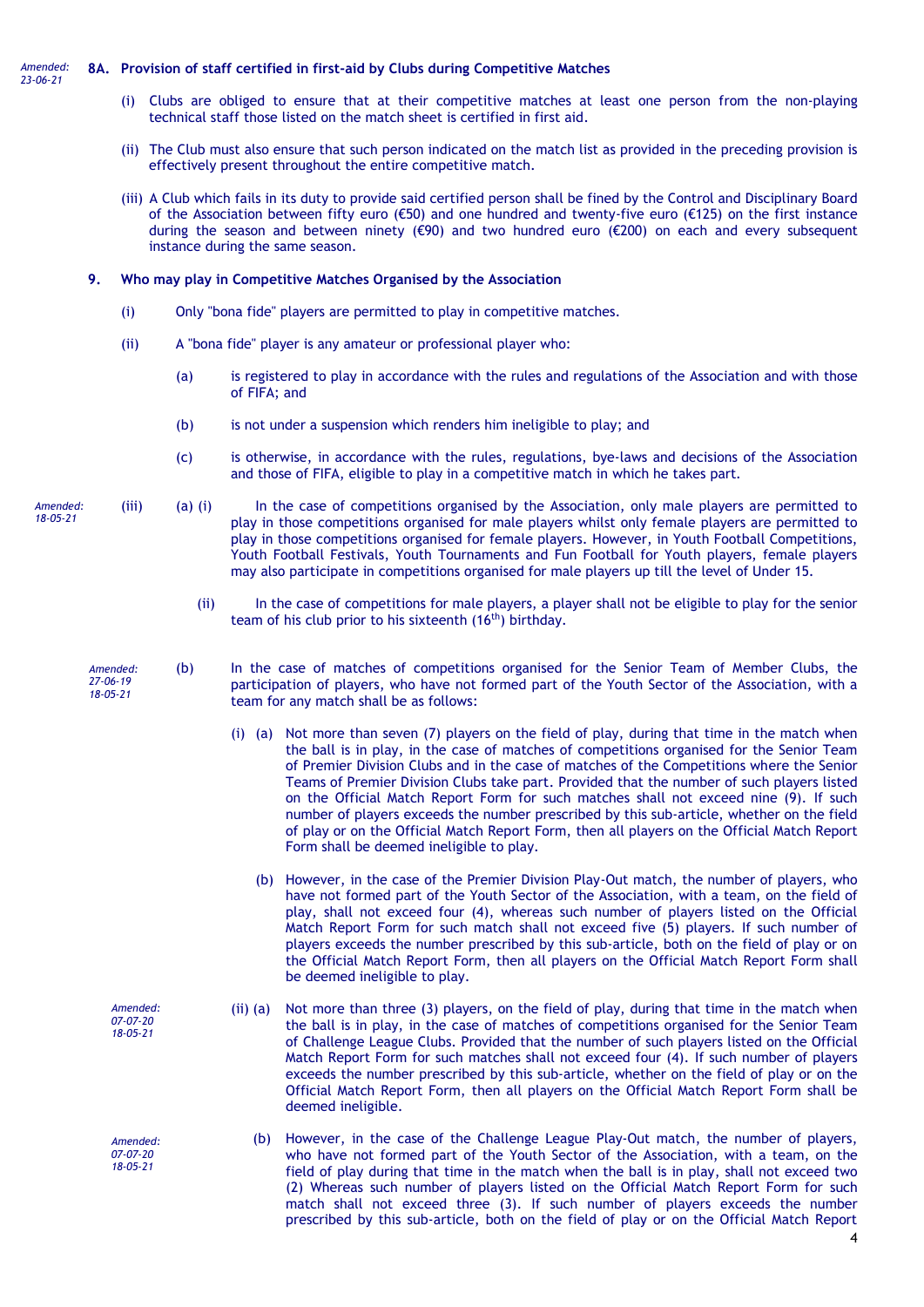*Amended: 23-06-21*

**8A. Provision of staff certified in first-aid by Clubs during Competitive Matches**

(i) Clubs are obliged to ensure that at their competitive matches at least one person from the non-playing technical staff those listed on the match sheet is certified in first aid.

(ii) The Club must also ensure that such person indicated on the match list as provided in the preceding provision is effectively present throughout the entire competitive match.

(iii) A Club which fails in its duty to provide said certified person shall be fined by the Control and Disciplinary Board of the Association between fifty euro (€50) and one hundred and twenty-five euro (€125) on the first instance during the season and between ninety (€90) and two hundred euro (€200) on each and every subsequent instance during the same season.

**9. Who may play in Competitive Matches Organised by the Association**

(i) Only "bona fide" players are permitted to play in competitive matches.

(ii) A "bona fide" player is any amateur or professional player who:

(a) is registered to play in accordance with the rules and regulations of the Association and with those of FIFA; and

(b) is not under a suspension which renders him ineligible to play; and

(c) is otherwise, in accordance with the rules, regulations, bye-laws and decisions of the Association and those of FIFA, eligible to play in a competitive match in which he takes part.

*Amended: 18-05-21*

(iii) (a) (i) In the case of competitions organised by the Association, only male players are permitted to play in those competitions organised for male players whilst only female players are permitted to play in those competitions organised for female players. However, in Youth Football Competitions, Youth Football Festivals, Youth Tournaments and Fun Football for Youth players, female players may also participate in competitions organised for male players up till the level of Under 15.

(ii) In the case of competitions for male players, a player shall not be eligible to play for the senior team of his club prior to his sixteenth (16th) birthday.

*Amended: 27-06-19 18-05-21*

(b) In the case of matches of competitions organised for the Senior Team of Member Clubs, the participation of players, who have not formed part of the Youth Sector of the Association, with a team for any match shall be as follows:

(i) (a) Not more than seven (7) players on the field of play, during that time in the match when the ball is in play, in the case of matches of competitions organised for the Senior Team of Premier Division Clubs and in the case of matches of the Competitions where the Senior Teams of Premier Division Clubs take part. Provided that the number of such players listed on the Official Match Report Form for such matches shall not exceed nine (9). If such number of players exceeds the number prescribed by this sub-article, whether on the field of play or on the Official Match Report Form, then all players on the Official Match Report Form shall be deemed ineligible to play.

(b) However, in the case of the Premier Division Play-Out match, the number of players, who have not formed part of the Youth Sector of the Association, with a team, on the field of play, shall not exceed four (4), whereas such number of players listed on the Official Match Report Form for such match shall not exceed five (5) players. If such number of players exceeds the number prescribed by this sub-article, both on the field of play or on the Official Match Report Form, then all players on the Official Match Report Form shall be deemed ineligible to play.

*Amended: 07-07-20 18-05-21*

(ii) (a) Not more than three (3) players, on the field of play, during that time in the match when the ball is in play, in the case of matches of competitions organised for the Senior Team of Challenge League Clubs. Provided that the number of such players listed on the Official Match Report Form for such matches shall not exceed four (4). If such number of players exceeds the number prescribed by this sub-article, whether on the field of play or on the Official Match Report Form, then all players on the Official Match Report Form shall be deemed ineligible.

*Amended: 07-07-20 18-05-21*

(b) However, in the case of the Challenge League Play-Out match, the number of players, who have not formed part of the Youth Sector of the Association, with a team, on the field of play during that time in the match when the ball is in play, shall not exceed two (2) Whereas such number of players listed on the Official Match Report Form for such match shall not exceed three (3). If such number of players exceeds the number prescribed by this sub-article, both on the field of play or on the Official Match Report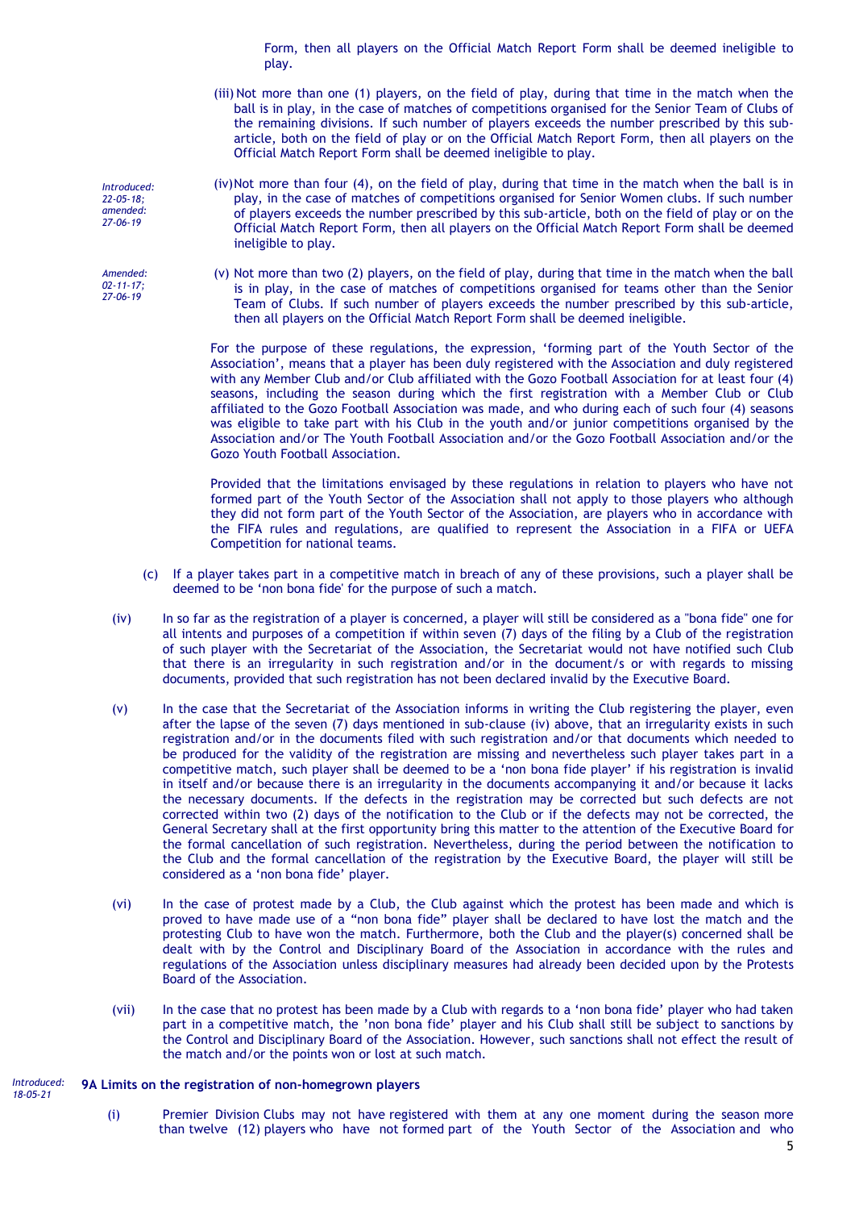Form, then all players on the Official Match Report Form shall be deemed ineligible to play.

(iii) Not more than one (1) players, on the field of play, during that time in the match when the ball is in play, in the case of matches of competitions organised for the Senior Team of Clubs of the remaining divisions. If such number of players exceeds the number prescribed by this sub-article, both on the field of play or on the Official Match Report Form, then all players on the Official Match Report Form shall be deemed ineligible to play.

*Introduced: 22-05-18; amended: 27-06-19*

(iv) Not more than four (4), on the field of play, during that time in the match when the ball is in play, in the case of matches of competitions organised for Senior Women clubs. If such number of players exceeds the number prescribed by this sub-article, both on the field of play or on the Official Match Report Form, then all players on the Official Match Report Form shall be deemed ineligible to play.

*Amended: 02-11-17; 27-06-19*

(v) Not more than two (2) players, on the field of play, during that time in the match when the ball is in play, in the case of matches of competitions organised for teams other than the Senior Team of Clubs. If such number of players exceeds the number prescribed by this sub-article, then all players on the Official Match Report Form shall be deemed ineligible.

For the purpose of these regulations, the expression, 'forming part of the Youth Sector of the Association', means that a player has been duly registered with the Association and duly registered with any Member Club and/or Club affiliated with the Gozo Football Association for at least four (4) seasons, including the season during which the first registration with a Member Club or Club affiliated to the Gozo Football Association was made, and who during each of such four (4) seasons was eligible to take part with his Club in the youth and/or junior competitions organised by the Association and/or The Youth Football Association and/or the Gozo Football Association and/or the Gozo Youth Football Association.

Provided that the limitations envisaged by these regulations in relation to players who have not formed part of the Youth Sector of the Association shall not apply to those players who although they did not form part of the Youth Sector of the Association, are players who in accordance with the FIFA rules and regulations, are qualified to represent the Association in a FIFA or UEFA Competition for national teams.

(c) If a player takes part in a competitive match in breach of any of these provisions, such a player shall be deemed to be 'non bona fide' for the purpose of such a match.

(iv) In so far as the registration of a player is concerned, a player will still be considered as a "bona fide" one for all intents and purposes of a competition if within seven (7) days of the filing by a Club of the registration of such player with the Secretariat of the Association, the Secretariat would not have notified such Club that there is an irregularity in such registration and/or in the document/s or with regards to missing documents, provided that such registration has not been declared invalid by the Executive Board.

(v) In the case that the Secretariat of the Association informs in writing the Club registering the player, even after the lapse of the seven (7) days mentioned in sub-clause (iv) above, that an irregularity exists in such registration and/or in the documents filed with such registration and/or that documents which needed to be produced for the validity of the registration are missing and nevertheless such player takes part in a competitive match, such player shall be deemed to be a 'non bona fide player' if his registration is invalid in itself and/or because there is an irregularity in the documents accompanying it and/or because it lacks the necessary documents. If the defects in the registration may be corrected but such defects are not corrected within two (2) days of the notification to the Club or if the defects may not be corrected, the General Secretary shall at the first opportunity bring this matter to the attention of the Executive Board for the formal cancellation of such registration. Nevertheless, during the period between the notification to the Club and the formal cancellation of the registration by the Executive Board, the player will still be considered as a 'non bona fide' player.

(vi) In the case of protest made by a Club, the Club against which the protest has been made and which is proved to have made use of a "non bona fide" player shall be declared to have lost the match and the protesting Club to have won the match. Furthermore, both the Club and the player(s) concerned shall be dealt with by the Control and Disciplinary Board of the Association in accordance with the rules and regulations of the Association unless disciplinary measures had already been decided upon by the Protests Board of the Association.

(vii) In the case that no protest has been made by a Club with regards to a 'non bona fide' player who had taken part in a competitive match, the 'non bona fide' player and his Club shall still be subject to sanctions by the Control and Disciplinary Board of the Association. However, such sanctions shall not effect the result of the match and/or the points won or lost at such match.

*Introduced: 18-05-21*

**9A Limits on the registration of non-homegrown players**

(i) Premier Division Clubs may not have registered with them at any one moment during the season more than twelve (12) players who have not formed part of the Youth Sector of the Association and who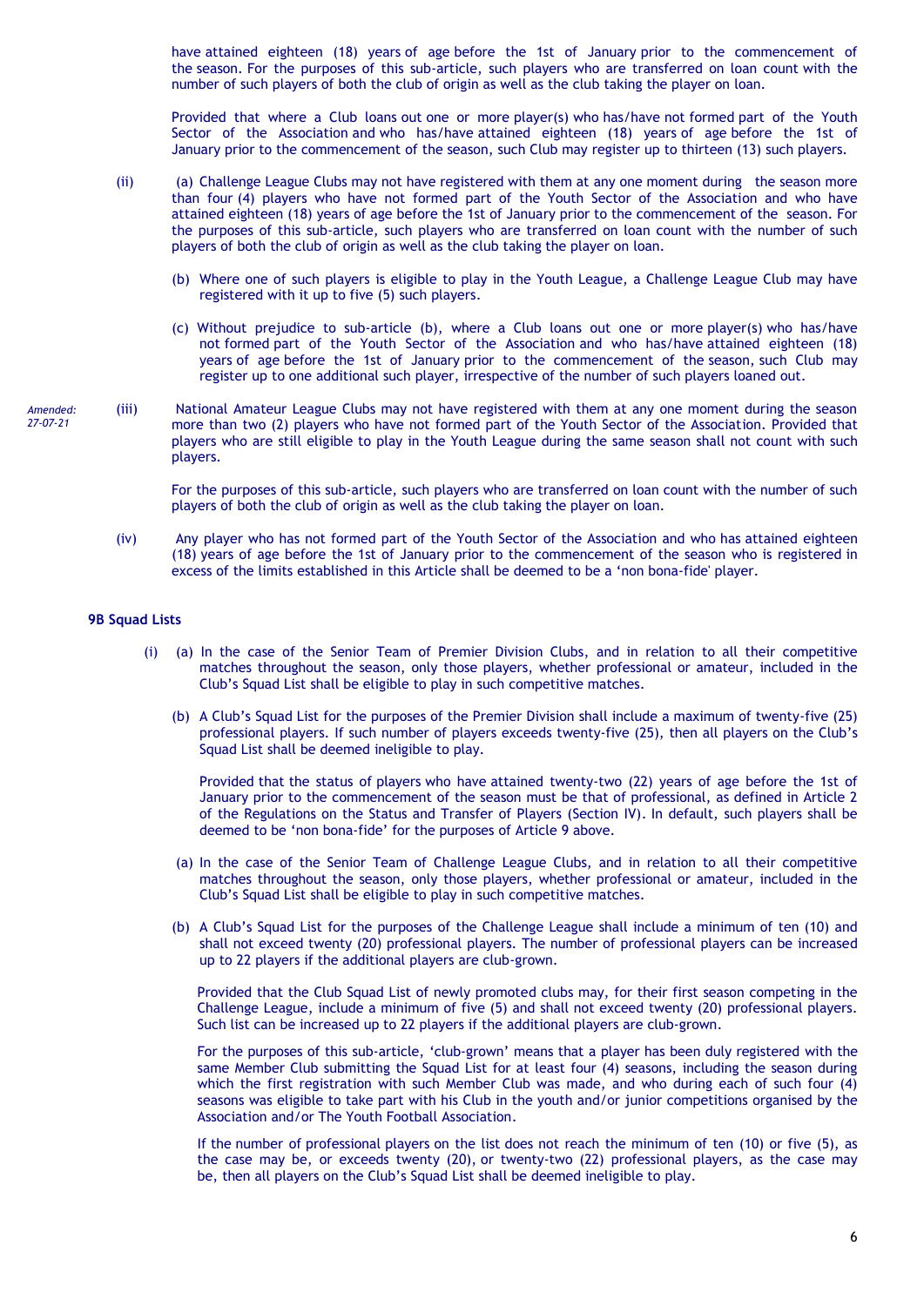have attained eighteen (18) years of age before the 1st of January prior to the commencement of the season. For the purposes of this sub-article, such players who are transferred on loan count with the number of such players of both the club of origin as well as the club taking the player on loan.

Provided that where a Club loans out one or more player(s) who has/have not formed part of the Youth Sector of the Association and who has/have attained eighteen (18) years of age before the 1st of January prior to the commencement of the season, such Club may register up to thirteen (13) such players.

(ii) (a) Challenge League Clubs may not have registered with them at any one moment during the season more than four (4) players who have not formed part of the Youth Sector of the Association and who have attained eighteen (18) years of age before the 1st of January prior to the commencement of the season. For the purposes of this sub-article, such players who are transferred on loan count with the number of such players of both the club of origin as well as the club taking the player on loan.

(b) Where one of such players is eligible to play in the Youth League, a Challenge League Club may have registered with it up to five (5) such players.

(c) Without prejudice to sub-article (b), where a Club loans out one or more player(s) who has/have not formed part of the Youth Sector of the Association and who has/have attained eighteen (18) years of age before the 1st of January prior to the commencement of the season, such Club may register up to one additional such player, irrespective of the number of such players loaned out.

*Amended: 27-07-21*

(iii) National Amateur League Clubs may not have registered with them at any one moment during the season more than two (2) players who have not formed part of the Youth Sector of the Association. Provided that players who are still eligible to play in the Youth League during the same season shall not count with such players.

For the purposes of this sub-article, such players who are transferred on loan count with the number of such players of both the club of origin as well as the club taking the player on loan.

(iv) Any player who has not formed part of the Youth Sector of the Association and who has attained eighteen (18) years of age before the 1st of January prior to the commencement of the season who is registered in excess of the limits established in this Article shall be deemed to be a 'non bona-fide' player.

**9B Squad Lists**

(i) (a) In the case of the Senior Team of Premier Division Clubs, and in relation to all their competitive matches throughout the season, only those players, whether professional or amateur, included in the Club's Squad List shall be eligible to play in such competitive matches.

(b) A Club's Squad List for the purposes of the Premier Division shall include a maximum of twenty-five (25) professional players. If such number of players exceeds twenty-five (25), then all players on the Club's Squad List shall be deemed ineligible to play.

Provided that the status of players who have attained twenty-two (22) years of age before the 1st of January prior to the commencement of the season must be that of professional, as defined in Article 2 of the Regulations on the Status and Transfer of Players (Section IV). In default, such players shall be deemed to be 'non bona-fide' for the purposes of Article 9 above.

(a) In the case of the Senior Team of Challenge League Clubs, and in relation to all their competitive matches throughout the season, only those players, whether professional or amateur, included in the Club's Squad List shall be eligible to play in such competitive matches.

(b) A Club's Squad List for the purposes of the Challenge League shall include a minimum of ten (10) and shall not exceed twenty (20) professional players. The number of professional players can be increased up to 22 players if the additional players are club-grown.

Provided that the Club Squad List of newly promoted clubs may, for their first season competing in the Challenge League, include a minimum of five (5) and shall not exceed twenty (20) professional players. Such list can be increased up to 22 players if the additional players are club-grown.

For the purposes of this sub-article, 'club-grown' means that a player has been duly registered with the same Member Club submitting the Squad List for at least four (4) seasons, including the season during which the first registration with such Member Club was made, and who during each of such four (4) seasons was eligible to take part with his Club in the youth and/or junior competitions organised by the Association and/or The Youth Football Association.

If the number of professional players on the list does not reach the minimum of ten (10) or five (5), as the case may be, or exceeds twenty (20), or twenty-two (22) professional players, as the case may be, then all players on the Club's Squad List shall be deemed ineligible to play.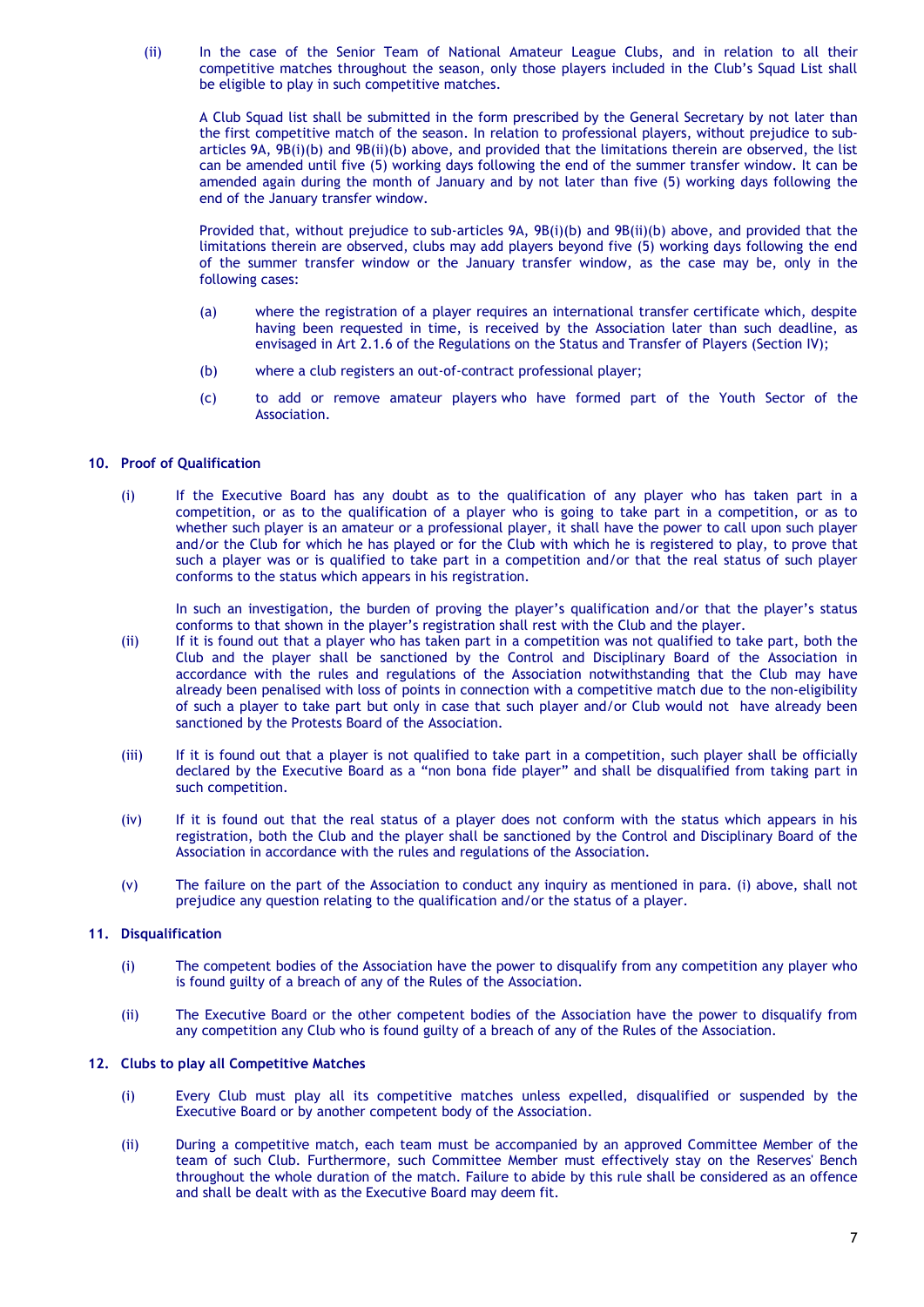(ii) In the case of the Senior Team of National Amateur League Clubs, and in relation to all their competitive matches throughout the season, only those players included in the Club's Squad List shall be eligible to play in such competitive matches.

A Club Squad list shall be submitted in the form prescribed by the General Secretary by not later than the first competitive match of the season. In relation to professional players, without prejudice to sub-articles 9A, 9B(i)(b) and 9B(ii)(b) above, and provided that the limitations therein are observed, the list can be amended until five (5) working days following the end of the summer transfer window. It can be amended again during the month of January and by not later than five (5) working days following the end of the January transfer window.

Provided that, without prejudice to sub-articles 9A, 9B(i)(b) and 9B(ii)(b) above, and provided that the limitations therein are observed, clubs may add players beyond five (5) working days following the end of the summer transfer window or the January transfer window, as the case may be, only in the following cases:

(a) where the registration of a player requires an international transfer certificate which, despite having been requested in time, is received by the Association later than such deadline, as envisaged in Art 2.1.6 of the Regulations on the Status and Transfer of Players (Section IV);

(b) where a club registers an out-of-contract professional player;

(c) to add or remove amateur players who have formed part of the Youth Sector of the Association.

### 10. Proof of Qualification

(i) If the Executive Board has any doubt as to the qualification of any player who has taken part in a competition, or as to the qualification of a player who is going to take part in a competition, or as to whether such player is an amateur or a professional player, it shall have the power to call upon such player and/or the Club for which he has played or for the Club with which he is registered to play, to prove that such a player was or is qualified to take part in a competition and/or that the real status of such player conforms to the status which appears in his registration.

In such an investigation, the burden of proving the player's qualification and/or that the player's status conforms to that shown in the player's registration shall rest with the Club and the player.

(ii) If it is found out that a player who has taken part in a competition was not qualified to take part, both the Club and the player shall be sanctioned by the Control and Disciplinary Board of the Association in accordance with the rules and regulations of the Association notwithstanding that the Club may have already been penalised with loss of points in connection with a competitive match due to the non-eligibility of such a player to take part but only in case that such player and/or Club would not have already been sanctioned by the Protests Board of the Association.

(iii) If it is found out that a player is not qualified to take part in a competition, such player shall be officially declared by the Executive Board as a "non bona fide player" and shall be disqualified from taking part in such competition.

(iv) If it is found out that the real status of a player does not conform with the status which appears in his registration, both the Club and the player shall be sanctioned by the Control and Disciplinary Board of the Association in accordance with the rules and regulations of the Association.

(v) The failure on the part of the Association to conduct any inquiry as mentioned in para. (i) above, shall not prejudice any question relating to the qualification and/or the status of a player.

### 11. Disqualification

(i) The competent bodies of the Association have the power to disqualify from any competition any player who is found guilty of a breach of any of the Rules of the Association.

(ii) The Executive Board or the other competent bodies of the Association have the power to disqualify from any competition any Club who is found guilty of a breach of any of the Rules of the Association.

### 12. Clubs to play all Competitive Matches

(i) Every Club must play all its competitive matches unless expelled, disqualified or suspended by the Executive Board or by another competent body of the Association.

(ii) During a competitive match, each team must be accompanied by an approved Committee Member of the team of such Club. Furthermore, such Committee Member must effectively stay on the Reserves' Bench throughout the whole duration of the match. Failure to abide by this rule shall be considered as an offence and shall be dealt with as the Executive Board may deem fit.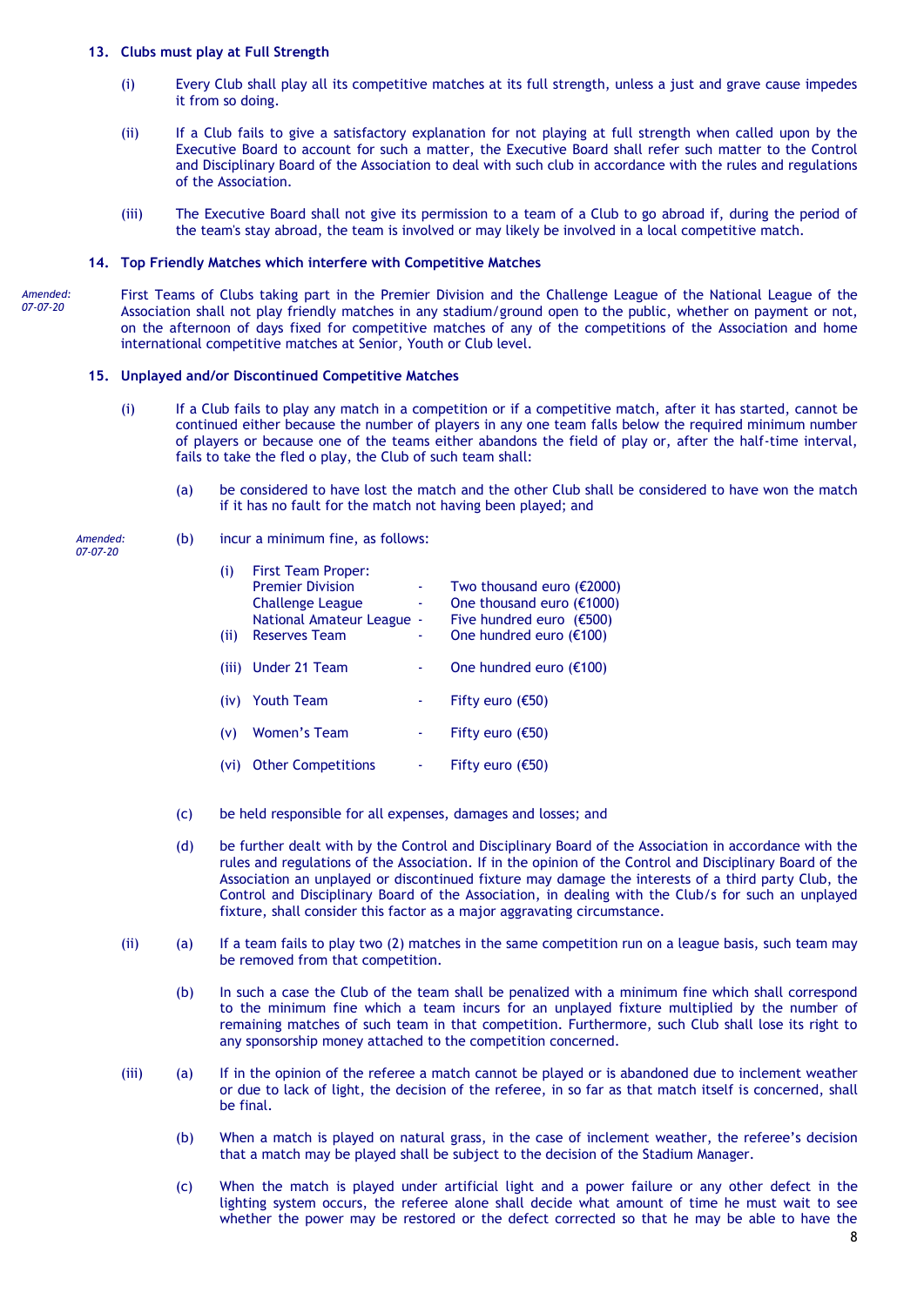### 13. Clubs must play at Full Strength

(i) Every Club shall play all its competitive matches at its full strength, unless a just and grave cause impedes it from so doing.

(ii) If a Club fails to give a satisfactory explanation for not playing at full strength when called upon by the Executive Board to account for such a matter, the Executive Board shall refer such matter to the Control and Disciplinary Board of the Association to deal with such club in accordance with the rules and regulations of the Association.

(iii) The Executive Board shall not give its permission to a team of a Club to go abroad if, during the period of the team's stay abroad, the team is involved or may likely be involved in a local competitive match.

### 14. Top Friendly Matches which interfere with Competitive Matches

*Amended: 07-07-20*

First Teams of Clubs taking part in the Premier Division and the Challenge League of the National League of the Association shall not play friendly matches in any stadium/ground open to the public, whether on payment or not, on the afternoon of days fixed for competitive matches of any of the competitions of the Association and home international competitive matches at Senior, Youth or Club level.

### 15. Unplayed and/or Discontinued Competitive Matches

(i) If a Club fails to play any match in a competition or if a competitive match, after it has started, cannot be continued either because the number of players in any one team falls below the required minimum number of players or because one of the teams either abandons the field of play or, after the half-time interval, fails to take the fled o play, the Club of such team shall:

(a) be considered to have lost the match and the other Club shall be considered to have won the match if it has no fault for the match not having been played; and

*Amended: 07-07-20*

(b) incur a minimum fine, as follows:

| | | | |
|---|---|---|---|
| (i) | First Team Proper: | | |
| | Premier Division | - | Two thousand euro (€2000) |
| | Challenge League | - | One thousand euro (€1000) |
| | National Amateur League | - | Five hundred euro (€500) |
| (ii) | Reserves Team | - | One hundred euro (€100) |
| (iii) | Under 21 Team | - | One hundred euro (€100) |
| (iv) | Youth Team | - | Fifty euro (€50) |
| (v) | Women's Team | - | Fifty euro (€50) |
| (vi) | Other Competitions | - | Fifty euro (€50) |

(c) be held responsible for all expenses, damages and losses; and

(d) be further dealt with by the Control and Disciplinary Board of the Association in accordance with the rules and regulations of the Association. If in the opinion of the Control and Disciplinary Board of the Association an unplayed or discontinued fixture may damage the interests of a third party Club, the Control and Disciplinary Board of the Association, in dealing with the Club/s for such an unplayed fixture, shall consider this factor as a major aggravating circumstance.

(ii) (a) If a team fails to play two (2) matches in the same competition run on a league basis, such team may be removed from that competition.

(b) In such a case the Club of the team shall be penalized with a minimum fine which shall correspond to the minimum fine which a team incurs for an unplayed fixture multiplied by the number of remaining matches of such team in that competition. Furthermore, such Club shall lose its right to any sponsorship money attached to the competition concerned.

(iii) (a) If in the opinion of the referee a match cannot be played or is abandoned due to inclement weather or due to lack of light, the decision of the referee, in so far as that match itself is concerned, shall be final.

(b) When a match is played on natural grass, in the case of inclement weather, the referee's decision that a match may be played shall be subject to the decision of the Stadium Manager.

(c) When the match is played under artificial light and a power failure or any other defect in the lighting system occurs, the referee alone shall decide what amount of time he must wait to see whether the power may be restored or the defect corrected so that he may be able to have the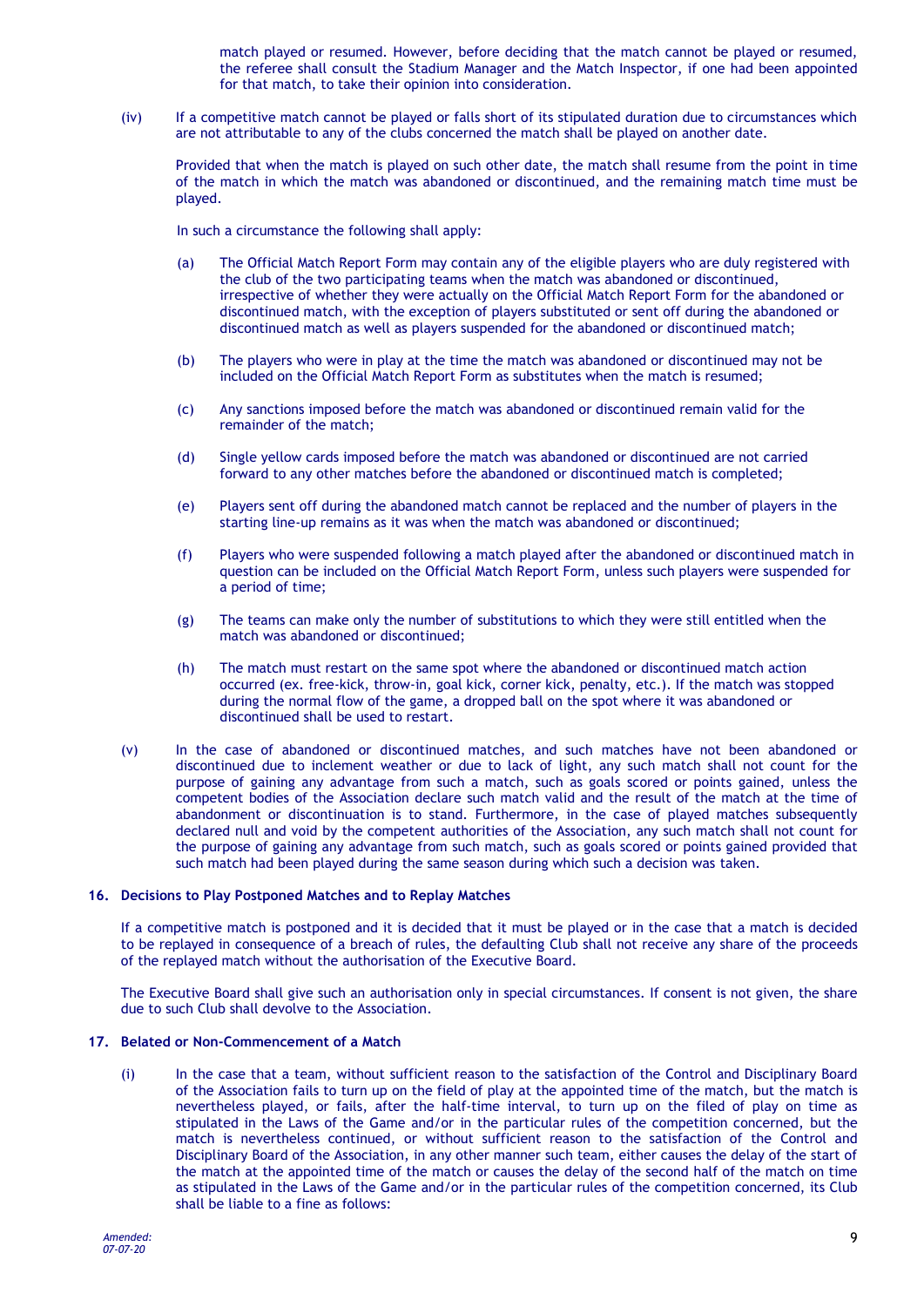match played or resumed. However, before deciding that the match cannot be played or resumed, the referee shall consult the Stadium Manager and the Match Inspector, if one had been appointed for that match, to take their opinion into consideration.

(iv) If a competitive match cannot be played or falls short of its stipulated duration due to circumstances which are not attributable to any of the clubs concerned the match shall be played on another date.

Provided that when the match is played on such other date, the match shall resume from the point in time of the match in which the match was abandoned or discontinued, and the remaining match time must be played.

In such a circumstance the following shall apply:

(a) The Official Match Report Form may contain any of the eligible players who are duly registered with the club of the two participating teams when the match was abandoned or discontinued, irrespective of whether they were actually on the Official Match Report Form for the abandoned or discontinued match, with the exception of players substituted or sent off during the abandoned or discontinued match as well as players suspended for the abandoned or discontinued match;

(b) The players who were in play at the time the match was abandoned or discontinued may not be included on the Official Match Report Form as substitutes when the match is resumed;

(c) Any sanctions imposed before the match was abandoned or discontinued remain valid for the remainder of the match;

(d) Single yellow cards imposed before the match was abandoned or discontinued are not carried forward to any other matches before the abandoned or discontinued match is completed;

(e) Players sent off during the abandoned match cannot be replaced and the number of players in the starting line-up remains as it was when the match was abandoned or discontinued;

(f) Players who were suspended following a match played after the abandoned or discontinued match in question can be included on the Official Match Report Form, unless such players were suspended for a period of time;

(g) The teams can make only the number of substitutions to which they were still entitled when the match was abandoned or discontinued;

(h) The match must restart on the same spot where the abandoned or discontinued match action occurred (ex. free-kick, throw-in, goal kick, corner kick, penalty, etc.). If the match was stopped during the normal flow of the game, a dropped ball on the spot where it was abandoned or discontinued shall be used to restart.

(v) In the case of abandoned or discontinued matches, and such matches have not been abandoned or discontinued due to inclement weather or due to lack of light, any such match shall not count for the purpose of gaining any advantage from such a match, such as goals scored or points gained, unless the competent bodies of the Association declare such match valid and the result of the match at the time of abandonment or discontinuation is to stand. Furthermore, in the case of played matches subsequently declared null and void by the competent authorities of the Association, any such match shall not count for the purpose of gaining any advantage from such match, such as goals scored or points gained provided that such match had been played during the same season during which such a decision was taken.

### 16. Decisions to Play Postponed Matches and to Replay Matches

If a competitive match is postponed and it is decided that it must be played or in the case that a match is decided to be replayed in consequence of a breach of rules, the defaulting Club shall not receive any share of the proceeds of the replayed match without the authorisation of the Executive Board.

The Executive Board shall give such an authorisation only in special circumstances. If consent is not given, the share due to such Club shall devolve to the Association.

### 17. Belated or Non-Commencement of a Match

(i) In the case that a team, without sufficient reason to the satisfaction of the Control and Disciplinary Board of the Association fails to turn up on the field of play at the appointed time of the match, but the match is nevertheless played, or fails, after the half-time interval, to turn up on the filed of play on time as stipulated in the Laws of the Game and/or in the particular rules of the competition concerned, but the match is nevertheless continued, or without sufficient reason to the satisfaction of the Control and Disciplinary Board of the Association, in any other manner such team, either causes the delay of the start of the match at the appointed time of the match or causes the delay of the second half of the match on time as stipulated in the Laws of the Game and/or in the particular rules of the competition concerned, its Club shall be liable to a fine as follows: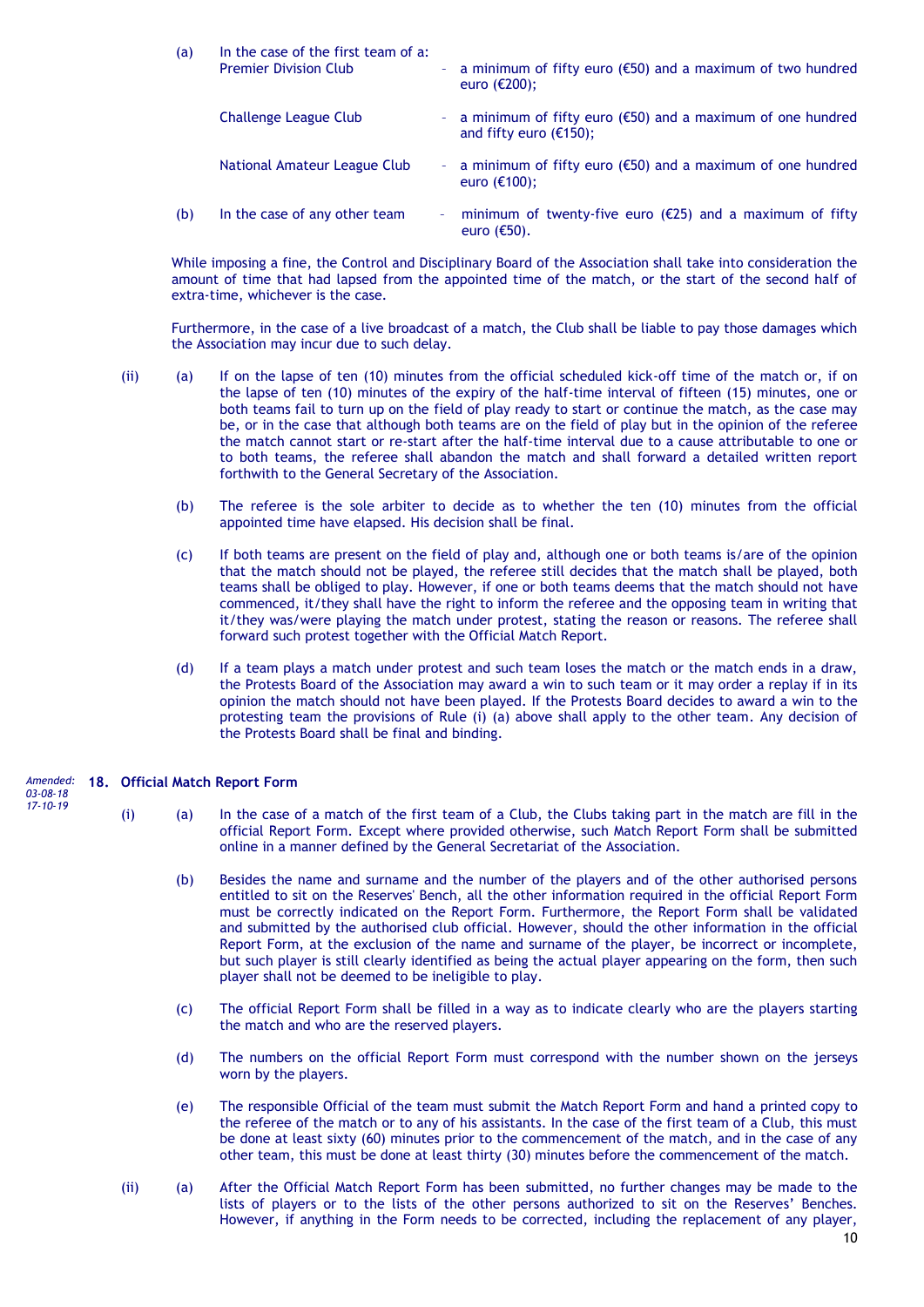(a) In the case of the first team of a:

| | | |
|---|---|---|
| Premier Division Club | - | a minimum of fifty euro (€50) and a maximum of two hundred euro (€200); |
| Challenge League Club | - | a minimum of fifty euro (€50) and a maximum of one hundred and fifty euro (€150); |
| National Amateur League Club | - | a minimum of fifty euro (€50) and a maximum of one hundred euro (€100); |

(b) In the case of any other team - minimum of twenty-five euro (€25) and a maximum of fifty euro (€50).

While imposing a fine, the Control and Disciplinary Board of the Association shall take into consideration the amount of time that had lapsed from the appointed time of the match, or the start of the second half of extra-time, whichever is the case.

Furthermore, in the case of a live broadcast of a match, the Club shall be liable to pay those damages which the Association may incur due to such delay.

(ii) (a) If on the lapse of ten (10) minutes from the official scheduled kick-off time of the match or, if on the lapse of ten (10) minutes of the expiry of the half-time interval of fifteen (15) minutes, one or both teams fail to turn up on the field of play ready to start or continue the match, as the case may be, or in the case that although both teams are on the field of play but in the opinion of the referee the match cannot start or re-start after the half-time interval due to a cause attributable to one or to both teams, the referee shall abandon the match and shall forward a detailed written report forthwith to the General Secretary of the Association.

(b) The referee is the sole arbiter to decide as to whether the ten (10) minutes from the official appointed time have elapsed. His decision shall be final.

(c) If both teams are present on the field of play and, although one or both teams is/are of the opinion that the match should not be played, the referee still decides that the match shall be played, both teams shall be obliged to play. However, if one or both teams deems that the match should not have commenced, it/they shall have the right to inform the referee and the opposing team in writing that it/they was/were playing the match under protest, stating the reason or reasons. The referee shall forward such protest together with the Official Match Report.

(d) If a team plays a match under protest and such team loses the match or the match ends in a draw, the Protests Board of the Association may award a win to such team or it may order a replay if in its opinion the match should not have been played. If the Protests Board decides to award a win to the protesting team the provisions of Rule (i) (a) above shall apply to the other team. Any decision of the Protests Board shall be final and binding.

*Amended: 03-08-18 17-10-19*

## 18. Official Match Report Form

(i) (a) In the case of a match of the first team of a Club, the Clubs taking part in the match are fill in the official Report Form. Except where provided otherwise, such Match Report Form shall be submitted online in a manner defined by the General Secretariat of the Association.

(b) Besides the name and surname and the number of the players and of the other authorised persons entitled to sit on the Reserves' Bench, all the other information required in the official Report Form must be correctly indicated on the Report Form. Furthermore, the Report Form shall be validated and submitted by the authorised club official. However, should the other information in the official Report Form, at the exclusion of the name and surname of the player, be incorrect or incomplete, but such player is still clearly identified as being the actual player appearing on the form, then such player shall not be deemed to be ineligible to play.

(c) The official Report Form shall be filled in a way as to indicate clearly who are the players starting the match and who are the reserved players.

(d) The numbers on the official Report Form must correspond with the number shown on the jerseys worn by the players.

(e) The responsible Official of the team must submit the Match Report Form and hand a printed copy to the referee of the match or to any of his assistants. In the case of the first team of a Club, this must be done at least sixty (60) minutes prior to the commencement of the match, and in the case of any other team, this must be done at least thirty (30) minutes before the commencement of the match.

(ii) (a) After the Official Match Report Form has been submitted, no further changes may be made to the lists of players or to the lists of the other persons authorized to sit on the Reserves' Benches. However, if anything in the Form needs to be corrected, including the replacement of any player,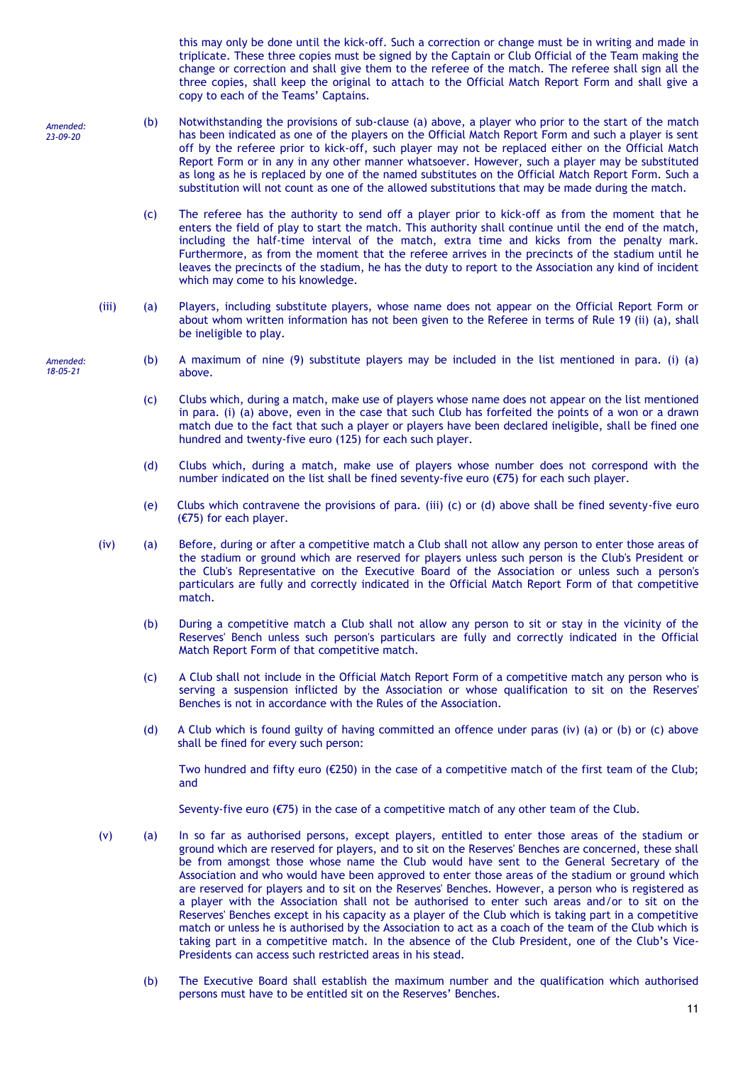this may only be done until the kick-off. Such a correction or change must be in writing and made in triplicate. These three copies must be signed by the Captain or Club Official of the Team making the change or correction and shall give them to the referee of the match. The referee shall sign all the three copies, shall keep the original to attach to the Official Match Report Form and shall give a copy to each of the Teams' Captains.

*Amended: 23-09-20*

(b) Notwithstanding the provisions of sub-clause (a) above, a player who prior to the start of the match has been indicated as one of the players on the Official Match Report Form and such a player is sent off by the referee prior to kick-off, such player may not be replaced either on the Official Match Report Form or in any in any other manner whatsoever. However, such a player may be substituted as long as he is replaced by one of the named substitutes on the Official Match Report Form. Such a substitution will not count as one of the allowed substitutions that may be made during the match.

(c) The referee has the authority to send off a player prior to kick-off as from the moment that he enters the field of play to start the match. This authority shall continue until the end of the match, including the half-time interval of the match, extra time and kicks from the penalty mark. Furthermore, as from the moment that the referee arrives in the precincts of the stadium until he leaves the precincts of the stadium, he has the duty to report to the Association any kind of incident which may come to his knowledge.

(iii) (a) Players, including substitute players, whose name does not appear on the Official Report Form or about whom written information has not been given to the Referee in terms of Rule 19 (ii) (a), shall be ineligible to play.

*Amended: 18-05-21*

(b) A maximum of nine (9) substitute players may be included in the list mentioned in para. (i) (a) above.

(c) Clubs which, during a match, make use of players whose name does not appear on the list mentioned in para. (i) (a) above, even in the case that such Club has forfeited the points of a won or a drawn match due to the fact that such a player or players have been declared ineligible, shall be fined one hundred and twenty-five euro (125) for each such player.

(d) Clubs which, during a match, make use of players whose number does not correspond with the number indicated on the list shall be fined seventy-five euro (€75) for each such player.

(e) Clubs which contravene the provisions of para. (iii) (c) or (d) above shall be fined seventy-five euro (€75) for each player.

(iv) (a) Before, during or after a competitive match a Club shall not allow any person to enter those areas of the stadium or ground which are reserved for players unless such person is the Club's President or the Club's Representative on the Executive Board of the Association or unless such a person's particulars are fully and correctly indicated in the Official Match Report Form of that competitive match.

(b) During a competitive match a Club shall not allow any person to sit or stay in the vicinity of the Reserves' Bench unless such person's particulars are fully and correctly indicated in the Official Match Report Form of that competitive match.

(c) A Club shall not include in the Official Match Report Form of a competitive match any person who is serving a suspension inflicted by the Association or whose qualification to sit on the Reserves' Benches is not in accordance with the Rules of the Association.

(d) A Club which is found guilty of having committed an offence under paras (iv) (a) or (b) or (c) above shall be fined for every such person:

Two hundred and fifty euro (€250) in the case of a competitive match of the first team of the Club; and

Seventy-five euro (€75) in the case of a competitive match of any other team of the Club.

(v) (a) In so far as authorised persons, except players, entitled to enter those areas of the stadium or ground which are reserved for players, and to sit on the Reserves' Benches are concerned, these shall be from amongst those whose name the Club would have sent to the General Secretary of the Association and those who would have been approved to enter those areas of the stadium or ground which are reserved for players and to sit on the Reserves' Benches. However, a person who is registered as a player with the Association shall not be authorised to enter such areas and/or to sit on the Reserves' Benches except in his capacity as a player of the Club which is taking part in a competitive match or unless he is authorised by the Association to act as a coach of the team of the Club which is taking part in a competitive match. In the absence of the Club President, one of the Club's Vice-Presidents can access such restricted areas in his stead.

(b) The Executive Board shall establish the maximum number and the qualification which authorised persons must have to be entitled sit on the Reserves' Benches.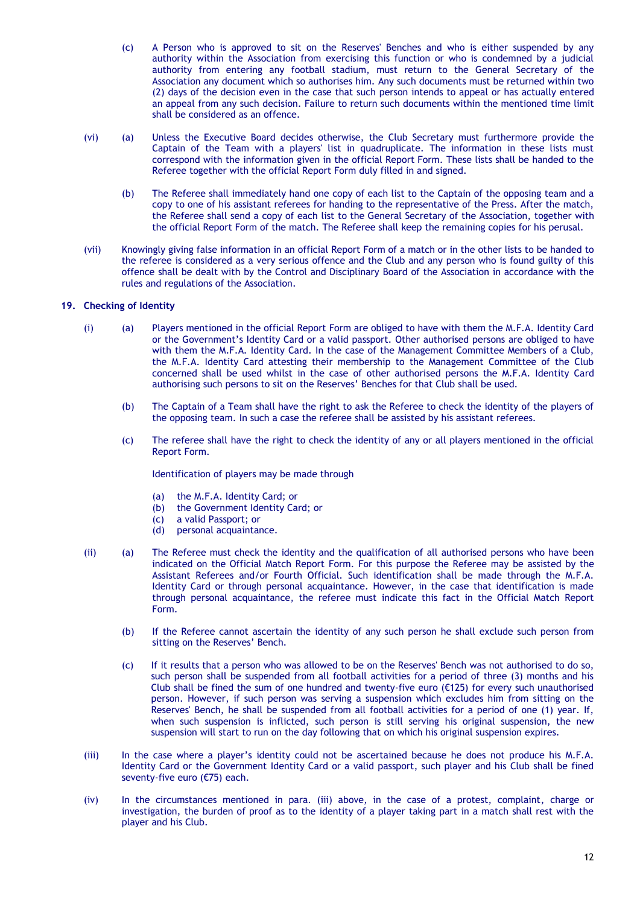(c) A Person who is approved to sit on the Reserves' Benches and who is either suspended by any authority within the Association from exercising this function or who is condemned by a judicial authority from entering any football stadium, must return to the General Secretary of the Association any document which so authorises him. Any such documents must be returned within two (2) days of the decision even in the case that such person intends to appeal or has actually entered an appeal from any such decision. Failure to return such documents within the mentioned time limit shall be considered as an offence.

(vi) (a) Unless the Executive Board decides otherwise, the Club Secretary must furthermore provide the Captain of the Team with a players' list in quadruplicate. The information in these lists must correspond with the information given in the official Report Form. These lists shall be handed to the Referee together with the official Report Form duly filled in and signed.

(b) The Referee shall immediately hand one copy of each list to the Captain of the opposing team and a copy to one of his assistant referees for handing to the representative of the Press. After the match, the Referee shall send a copy of each list to the General Secretary of the Association, together with the official Report Form of the match. The Referee shall keep the remaining copies for his perusal.

(vii) Knowingly giving false information in an official Report Form of a match or in the other lists to be handed to the referee is considered as a very serious offence and the Club and any person who is found guilty of this offence shall be dealt with by the Control and Disciplinary Board of the Association in accordance with the rules and regulations of the Association.

## 19. Checking of Identity

(i) (a) Players mentioned in the official Report Form are obliged to have with them the M.F.A. Identity Card or the Government's Identity Card or a valid passport. Other authorised persons are obliged to have with them the M.F.A. Identity Card. In the case of the Management Committee Members of a Club, the M.F.A. Identity Card attesting their membership to the Management Committee of the Club concerned shall be used whilst in the case of other authorised persons the M.F.A. Identity Card authorising such persons to sit on the Reserves' Benches for that Club shall be used.

(b) The Captain of a Team shall have the right to ask the Referee to check the identity of the players of the opposing team. In such a case the referee shall be assisted by his assistant referees.

(c) The referee shall have the right to check the identity of any or all players mentioned in the official Report Form.

Identification of players may be made through

(a) the M.F.A. Identity Card; or
(b) the Government Identity Card; or
(c) a valid Passport; or
(d) personal acquaintance.

(ii) (a) The Referee must check the identity and the qualification of all authorised persons who have been indicated on the Official Match Report Form. For this purpose the Referee may be assisted by the Assistant Referees and/or Fourth Official. Such identification shall be made through the M.F.A. Identity Card or through personal acquaintance. However, in the case that identification is made through personal acquaintance, the referee must indicate this fact in the Official Match Report Form.

(b) If the Referee cannot ascertain the identity of any such person he shall exclude such person from sitting on the Reserves' Bench.

(c) If it results that a person who was allowed to be on the Reserves' Bench was not authorised to do so, such person shall be suspended from all football activities for a period of three (3) months and his Club shall be fined the sum of one hundred and twenty-five euro (€125) for every such unauthorised person. However, if such person was serving a suspension which excludes him from sitting on the Reserves' Bench, he shall be suspended from all football activities for a period of one (1) year. If, when such suspension is inflicted, such person is still serving his original suspension, the new suspension will start to run on the day following that on which his original suspension expires.

(iii) In the case where a player's identity could not be ascertained because he does not produce his M.F.A. Identity Card or the Government Identity Card or a valid passport, such player and his Club shall be fined seventy-five euro (€75) each.

(iv) In the circumstances mentioned in para. (iii) above, in the case of a protest, complaint, charge or investigation, the burden of proof as to the identity of a player taking part in a match shall rest with the player and his Club.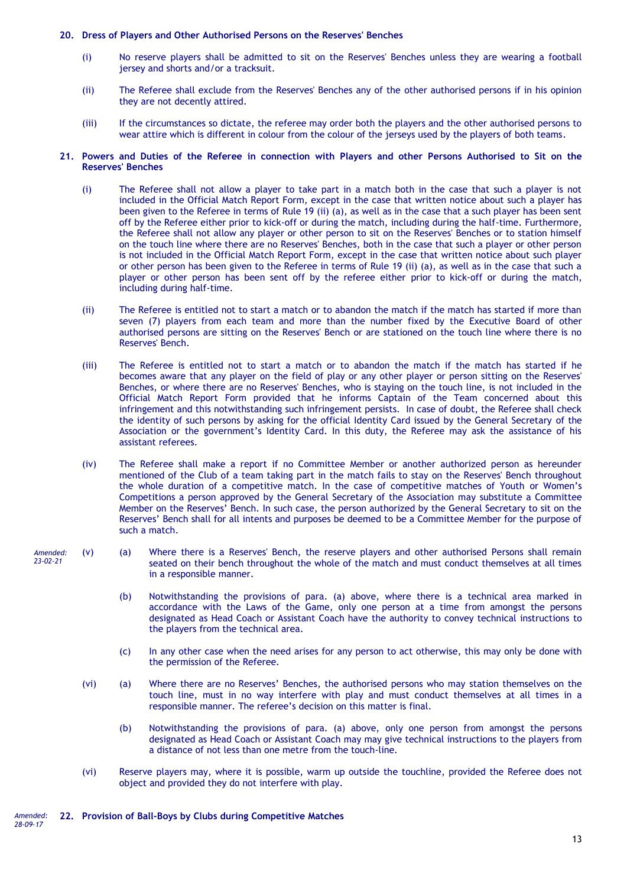## 20. Dress of Players and Other Authorised Persons on the Reserves' Benches

(i) No reserve players shall be admitted to sit on the Reserves' Benches unless they are wearing a football jersey and shorts and/or a tracksuit.

(ii) The Referee shall exclude from the Reserves' Benches any of the other authorised persons if in his opinion they are not decently attired.

(iii) If the circumstances so dictate, the referee may order both the players and the other authorised persons to wear attire which is different in colour from the colour of the jerseys used by the players of both teams.

## 21. Powers and Duties of the Referee in connection with Players and other Persons Authorised to Sit on the Reserves' Benches

(i) The Referee shall not allow a player to take part in a match both in the case that such a player is not included in the Official Match Report Form, except in the case that written notice about such a player has been given to the Referee in terms of Rule 19 (ii) (a), as well as in the case that a such player has been sent off by the Referee either prior to kick-off or during the match, including during the half-time. Furthermore, the Referee shall not allow any player or other person to sit on the Reserves' Benches or to station himself on the touch line where there are no Reserves' Benches, both in the case that such a player or other person is not included in the Official Match Report Form, except in the case that written notice about such player or other person has been given to the Referee in terms of Rule 19 (ii) (a), as well as in the case that such a player or other person has been sent off by the referee either prior to kick-off or during the match, including during half-time.

(ii) The Referee is entitled not to start a match or to abandon the match if the match has started if more than seven (7) players from each team and more than the number fixed by the Executive Board of other authorised persons are sitting on the Reserves' Bench or are stationed on the touch line where there is no Reserves' Bench.

(iii) The Referee is entitled not to start a match or to abandon the match if the match has started if he becomes aware that any player on the field of play or any other player or person sitting on the Reserves' Benches, or where there are no Reserves' Benches, who is staying on the touch line, is not included in the Official Match Report Form provided that he informs Captain of the Team concerned about this infringement and this notwithstanding such infringement persists. In case of doubt, the Referee shall check the identity of such persons by asking for the official Identity Card issued by the General Secretary of the Association or the government's Identity Card. In this duty, the Referee may ask the assistance of his assistant referees.

(iv) The Referee shall make a report if no Committee Member or another authorized person as hereunder mentioned of the Club of a team taking part in the match fails to stay on the Reserves' Bench throughout the whole duration of a competitive match. In the case of competitive matches of Youth or Women's Competitions a person approved by the General Secretary of the Association may substitute a Committee Member on the Reserves' Bench. In such case, the person authorized by the General Secretary to sit on the Reserves' Bench shall for all intents and purposes be deemed to be a Committee Member for the purpose of such a match.

*Amended: 23-02-21*

(v) (a) Where there is a Reserves' Bench, the reserve players and other authorised Persons shall remain seated on their bench throughout the whole of the match and must conduct themselves at all times in a responsible manner.

(b) Notwithstanding the provisions of para. (a) above, where there is a technical area marked in accordance with the Laws of the Game, only one person at a time from amongst the persons designated as Head Coach or Assistant Coach have the authority to convey technical instructions to the players from the technical area.

(c) In any other case when the need arises for any person to act otherwise, this may only be done with the permission of the Referee.

(vi) (a) Where there are no Reserves' Benches, the authorised persons who may station themselves on the touch line, must in no way interfere with play and must conduct themselves at all times in a responsible manner. The referee's decision on this matter is final.

(b) Notwithstanding the provisions of para. (a) above, only one person from amongst the persons designated as Head Coach or Assistant Coach may may give technical instructions to the players from a distance of not less than one metre from the touch-line.

(vi) Reserve players may, where it is possible, warm up outside the touchline, provided the Referee does not object and provided they do not interfere with play.

*Amended: 28-09-17*

## 22. Provision of Ball-Boys by Clubs during Competitive Matches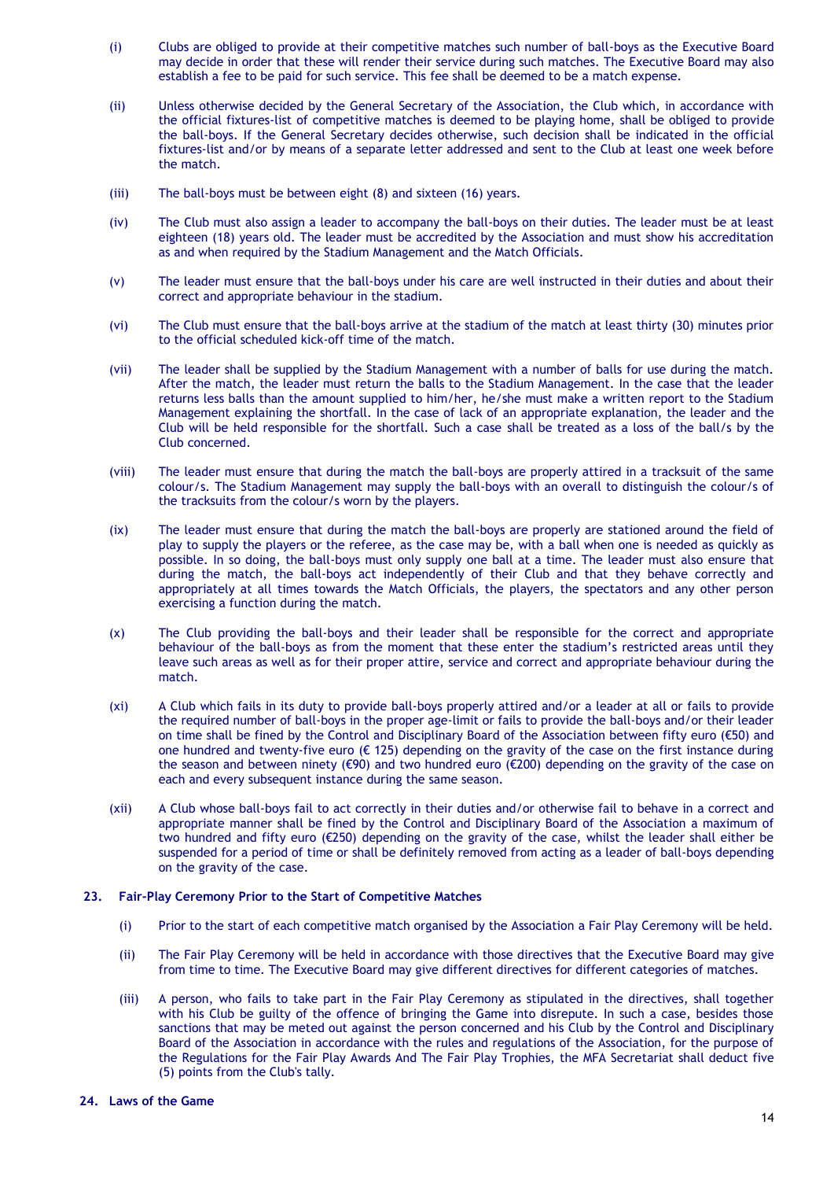(i) Clubs are obliged to provide at their competitive matches such number of ball-boys as the Executive Board may decide in order that these will render their service during such matches. The Executive Board may also establish a fee to be paid for such service. This fee shall be deemed to be a match expense.

(ii) Unless otherwise decided by the General Secretary of the Association, the Club which, in accordance with the official fixtures-list of competitive matches is deemed to be playing home, shall be obliged to provide the ball-boys. If the General Secretary decides otherwise, such decision shall be indicated in the official fixtures-list and/or by means of a separate letter addressed and sent to the Club at least one week before the match.

(iii) The ball-boys must be between eight (8) and sixteen (16) years.

(iv) The Club must also assign a leader to accompany the ball-boys on their duties. The leader must be at least eighteen (18) years old. The leader must be accredited by the Association and must show his accreditation as and when required by the Stadium Management and the Match Officials.

(v) The leader must ensure that the ball-boys under his care are well instructed in their duties and about their correct and appropriate behaviour in the stadium.

(vi) The Club must ensure that the ball-boys arrive at the stadium of the match at least thirty (30) minutes prior to the official scheduled kick-off time of the match.

(vii) The leader shall be supplied by the Stadium Management with a number of balls for use during the match. After the match, the leader must return the balls to the Stadium Management. In the case that the leader returns less balls than the amount supplied to him/her, he/she must make a written report to the Stadium Management explaining the shortfall. In the case of lack of an appropriate explanation, the leader and the Club will be held responsible for the shortfall. Such a case shall be treated as a loss of the ball/s by the Club concerned.

(viii) The leader must ensure that during the match the ball-boys are properly attired in a tracksuit of the same colour/s. The Stadium Management may supply the ball-boys with an overall to distinguish the colour/s of the tracksuits from the colour/s worn by the players.

(ix) The leader must ensure that during the match the ball-boys are properly are stationed around the field of play to supply the players or the referee, as the case may be, with a ball when one is needed as quickly as possible. In so doing, the ball-boys must only supply one ball at a time. The leader must also ensure that during the match, the ball-boys act independently of their Club and that they behave correctly and appropriately at all times towards the Match Officials, the players, the spectators and any other person exercising a function during the match.

(x) The Club providing the ball-boys and their leader shall be responsible for the correct and appropriate behaviour of the ball-boys as from the moment that these enter the stadium's restricted areas until they leave such areas as well as for their proper attire, service and correct and appropriate behaviour during the match.

(xi) A Club which fails in its duty to provide ball-boys properly attired and/or a leader at all or fails to provide the required number of ball-boys in the proper age-limit or fails to provide the ball-boys and/or their leader on time shall be fined by the Control and Disciplinary Board of the Association between fifty euro (€50) and one hundred and twenty-five euro (€ 125) depending on the gravity of the case on the first instance during the season and between ninety (€90) and two hundred euro (€200) depending on the gravity of the case on each and every subsequent instance during the same season.

(xii) A Club whose ball-boys fail to act correctly in their duties and/or otherwise fail to behave in a correct and appropriate manner shall be fined by the Control and Disciplinary Board of the Association a maximum of two hundred and fifty euro (€250) depending on the gravity of the case, whilst the leader shall either be suspended for a period of time or shall be definitely removed from acting as a leader of ball-boys depending on the gravity of the case.

## 23. Fair-Play Ceremony Prior to the Start of Competitive Matches

(i) Prior to the start of each competitive match organised by the Association a Fair Play Ceremony will be held.

(ii) The Fair Play Ceremony will be held in accordance with those directives that the Executive Board may give from time to time. The Executive Board may give different directives for different categories of matches.

(iii) A person, who fails to take part in the Fair Play Ceremony as stipulated in the directives, shall together with his Club be guilty of the offence of bringing the Game into disrepute. In such a case, besides those sanctions that may be meted out against the person concerned and his Club by the Control and Disciplinary Board of the Association in accordance with the rules and regulations of the Association, for the purpose of the Regulations for the Fair Play Awards And The Fair Play Trophies, the MFA Secretariat shall deduct five (5) points from the Club's tally.

## 24. Laws of the Game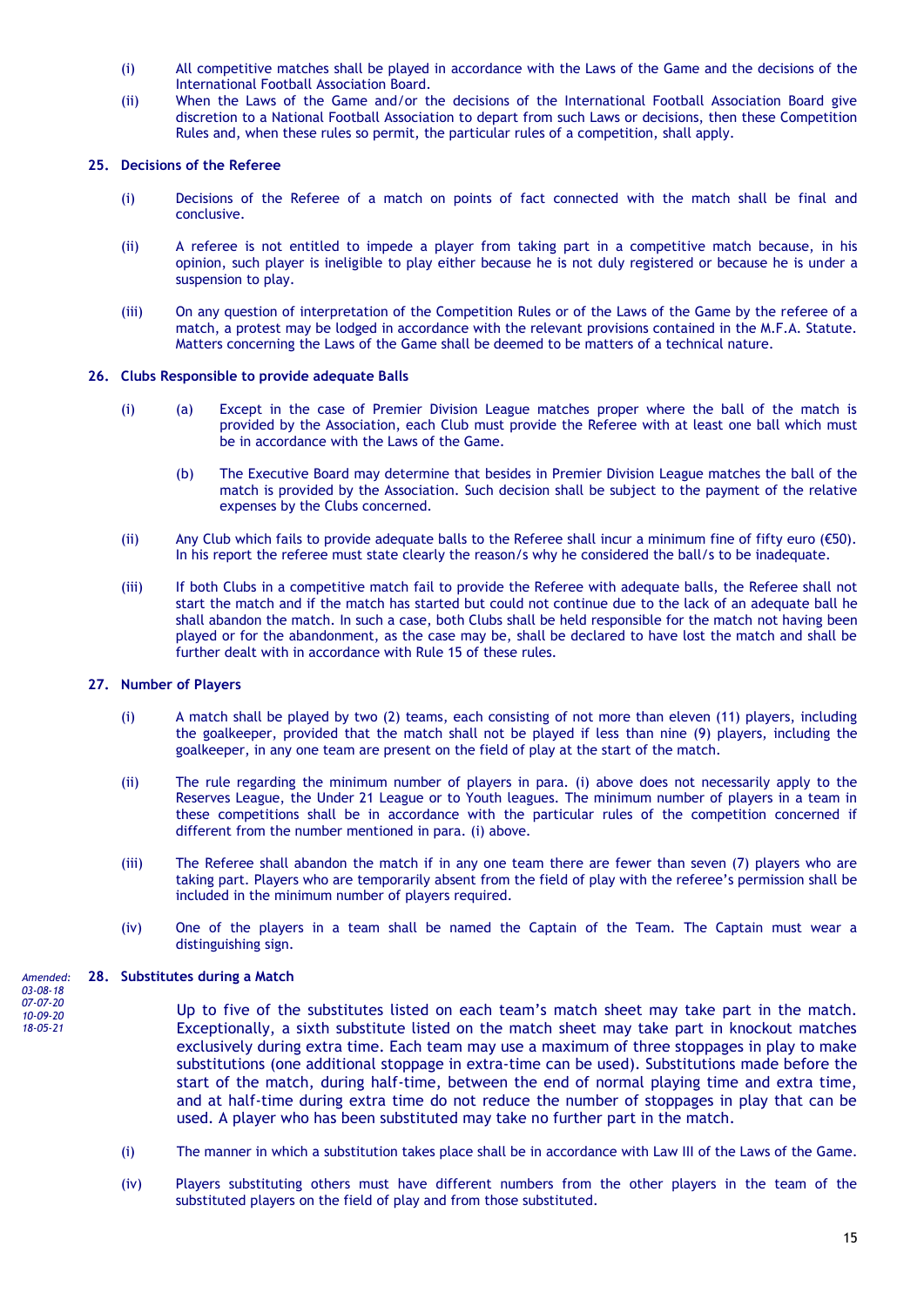(i) All competitive matches shall be played in accordance with the Laws of the Game and the decisions of the International Football Association Board.

(ii) When the Laws of the Game and/or the decisions of the International Football Association Board give discretion to a National Football Association to depart from such Laws or decisions, then these Competition Rules and, when these rules so permit, the particular rules of a competition, shall apply.

### 25. Decisions of the Referee

(i) Decisions of the Referee of a match on points of fact connected with the match shall be final and conclusive.

(ii) A referee is not entitled to impede a player from taking part in a competitive match because, in his opinion, such player is ineligible to play either because he is not duly registered or because he is under a suspension to play.

(iii) On any question of interpretation of the Competition Rules or of the Laws of the Game by the referee of a match, a protest may be lodged in accordance with the relevant provisions contained in the M.F.A. Statute. Matters concerning the Laws of the Game shall be deemed to be matters of a technical nature.

### 26. Clubs Responsible to provide adequate Balls

(i) (a) Except in the case of Premier Division League matches proper where the ball of the match is provided by the Association, each Club must provide the Referee with at least one ball which must be in accordance with the Laws of the Game.

(b) The Executive Board may determine that besides in Premier Division League matches the ball of the match is provided by the Association. Such decision shall be subject to the payment of the relative expenses by the Clubs concerned.

(ii) Any Club which fails to provide adequate balls to the Referee shall incur a minimum fine of fifty euro (€50). In his report the referee must state clearly the reason/s why he considered the ball/s to be inadequate.

(iii) If both Clubs in a competitive match fail to provide the Referee with adequate balls, the Referee shall not start the match and if the match has started but could not continue due to the lack of an adequate ball he shall abandon the match. In such a case, both Clubs shall be held responsible for the match not having been played or for the abandonment, as the case may be, shall be declared to have lost the match and shall be further dealt with in accordance with Rule 15 of these rules.

### 27. Number of Players

(i) A match shall be played by two (2) teams, each consisting of not more than eleven (11) players, including the goalkeeper, provided that the match shall not be played if less than nine (9) players, including the goalkeeper, in any one team are present on the field of play at the start of the match.

(ii) The rule regarding the minimum number of players in para. (i) above does not necessarily apply to the Reserves League, the Under 21 League or to Youth leagues. The minimum number of players in a team in these competitions shall be in accordance with the particular rules of the competition concerned if different from the number mentioned in para. (i) above.

(iii) The Referee shall abandon the match if in any one team there are fewer than seven (7) players who are taking part. Players who are temporarily absent from the field of play with the referee's permission shall be included in the minimum number of players required.

(iv) One of the players in a team shall be named the Captain of the Team. The Captain must wear a distinguishing sign.

### 28. Substitutes during a Match

*Amended: 03-08-18 07-07-20 10-09-20 18-05-21*

Up to five of the substitutes listed on each team's match sheet may take part in the match. Exceptionally, a sixth substitute listed on the match sheet may take part in knockout matches exclusively during extra time. Each team may use a maximum of three stoppages in play to make substitutions (one additional stoppage in extra-time can be used). Substitutions made before the start of the match, during half-time, between the end of normal playing time and extra time, and at half-time during extra time do not reduce the number of stoppages in play that can be used. A player who has been substituted may take no further part in the match.

(i) The manner in which a substitution takes place shall be in accordance with Law III of the Laws of the Game.

(iv) Players substituting others must have different numbers from the other players in the team of the substituted players on the field of play and from those substituted.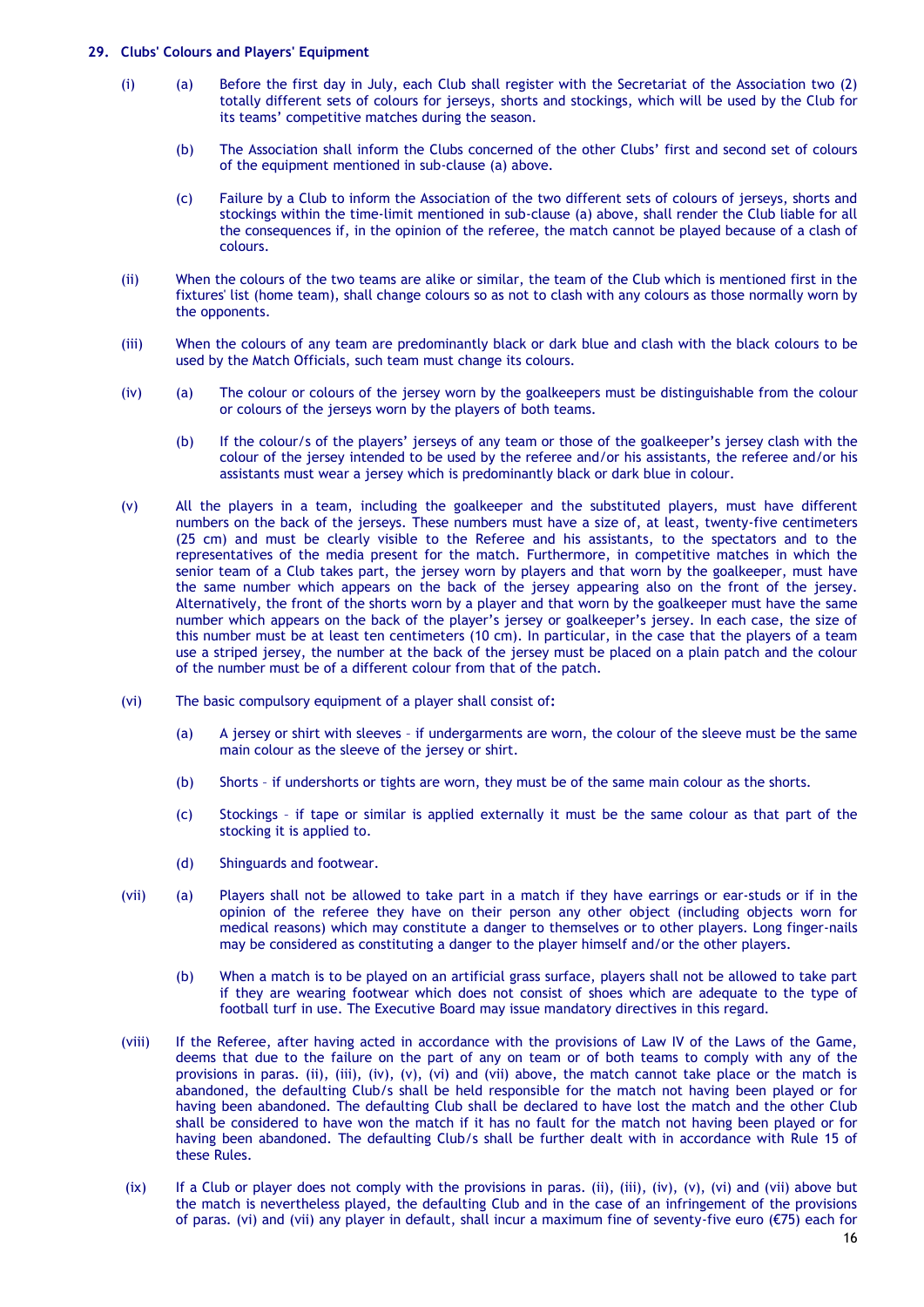**29. Clubs' Colours and Players' Equipment**

(i) (a) Before the first day in July, each Club shall register with the Secretariat of the Association two (2) totally different sets of colours for jerseys, shorts and stockings, which will be used by the Club for its teams' competitive matches during the season.

(b) The Association shall inform the Clubs concerned of the other Clubs' first and second set of colours of the equipment mentioned in sub-clause (a) above.

(c) Failure by a Club to inform the Association of the two different sets of colours of jerseys, shorts and stockings within the time-limit mentioned in sub-clause (a) above, shall render the Club liable for all the consequences if, in the opinion of the referee, the match cannot be played because of a clash of colours.

(ii) When the colours of the two teams are alike or similar, the team of the Club which is mentioned first in the fixtures' list (home team), shall change colours so as not to clash with any colours as those normally worn by the opponents.

(iii) When the colours of any team are predominantly black or dark blue and clash with the black colours to be used by the Match Officials, such team must change its colours.

(iv) (a) The colour or colours of the jersey worn by the goalkeepers must be distinguishable from the colour or colours of the jerseys worn by the players of both teams.

(b) If the colour/s of the players' jerseys of any team or those of the goalkeeper's jersey clash with the colour of the jersey intended to be used by the referee and/or his assistants, the referee and/or his assistants must wear a jersey which is predominantly black or dark blue in colour.

(v) All the players in a team, including the goalkeeper and the substituted players, must have different numbers on the back of the jerseys. These numbers must have a size of, at least, twenty-five centimeters (25 cm) and must be clearly visible to the Referee and his assistants, to the spectators and to the representatives of the media present for the match. Furthermore, in competitive matches in which the senior team of a Club takes part, the jersey worn by players and that worn by the goalkeeper, must have the same number which appears on the back of the jersey appearing also on the front of the jersey. Alternatively, the front of the shorts worn by a player and that worn by the goalkeeper must have the same number which appears on the back of the player's jersey or goalkeeper's jersey. In each case, the size of this number must be at least ten centimeters (10 cm). In particular, in the case that the players of a team use a striped jersey, the number at the back of the jersey must be placed on a plain patch and the colour of the number must be of a different colour from that of the patch.

(vi) The basic compulsory equipment of a player shall consist of:

(a) A jersey or shirt with sleeves – if undergarments are worn, the colour of the sleeve must be the same main colour as the sleeve of the jersey or shirt.

(b) Shorts – if undershorts or tights are worn, they must be of the same main colour as the shorts.

(c) Stockings – if tape or similar is applied externally it must be the same colour as that part of the stocking it is applied to.

(d) Shinguards and footwear.

(vii) (a) Players shall not be allowed to take part in a match if they have earrings or ear-studs or if in the opinion of the referee they have on their person any other object (including objects worn for medical reasons) which may constitute a danger to themselves or to other players. Long finger-nails may be considered as constituting a danger to the player himself and/or the other players.

(b) When a match is to be played on an artificial grass surface, players shall not be allowed to take part if they are wearing footwear which does not consist of shoes which are adequate to the type of football turf in use. The Executive Board may issue mandatory directives in this regard.

(viii) If the Referee, after having acted in accordance with the provisions of Law IV of the Laws of the Game, deems that due to the failure on the part of any on team or of both teams to comply with any of the provisions in paras. (ii), (iii), (iv), (v), (vi) and (vii) above, the match cannot take place or the match is abandoned, the defaulting Club/s shall be held responsible for the match not having been played or for having been abandoned. The defaulting Club shall be declared to have lost the match and the other Club shall be considered to have won the match if it has no fault for the match not having been played or for having been abandoned. The defaulting Club/s shall be further dealt with in accordance with Rule 15 of these Rules.

(ix) If a Club or player does not comply with the provisions in paras. (ii), (iii), (iv), (v), (vi) and (vii) above but the match is nevertheless played, the defaulting Club and in the case of an infringement of the provisions of paras. (vi) and (vii) any player in default, shall incur a maximum fine of seventy-five euro (€75) each for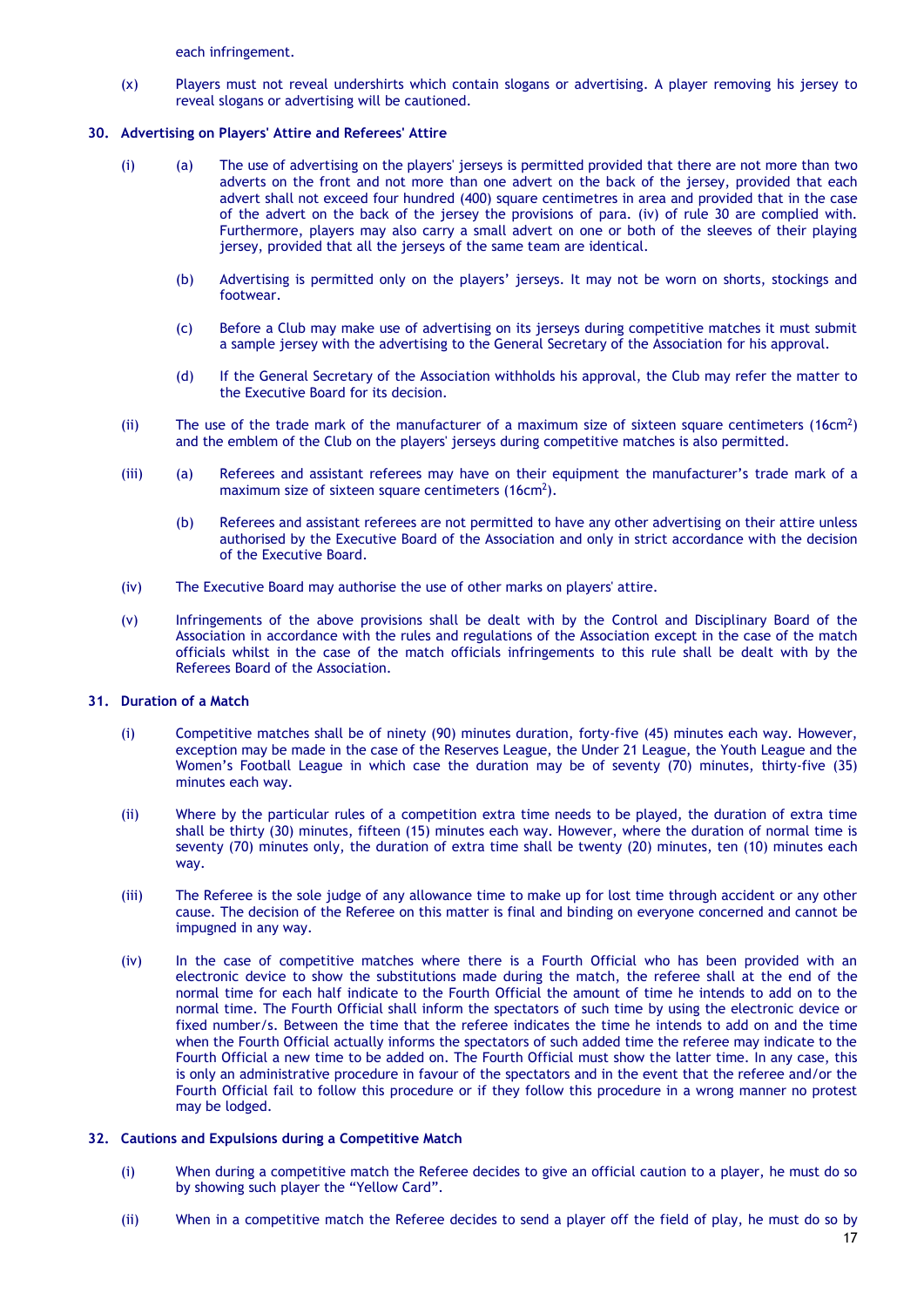each infringement.

(x) Players must not reveal undershirts which contain slogans or advertising. A player removing his jersey to reveal slogans or advertising will be cautioned.

## 30. Advertising on Players' Attire and Referees' Attire

(i) (a) The use of advertising on the players' jerseys is permitted provided that there are not more than two adverts on the front and not more than one advert on the back of the jersey, provided that each advert shall not exceed four hundred (400) square centimetres in area and provided that in the case of the advert on the back of the jersey the provisions of para. (iv) of rule 30 are complied with. Furthermore, players may also carry a small advert on one or both of the sleeves of their playing jersey, provided that all the jerseys of the same team are identical.

(b) Advertising is permitted only on the players' jerseys. It may not be worn on shorts, stockings and footwear.

(c) Before a Club may make use of advertising on its jerseys during competitive matches it must submit a sample jersey with the advertising to the General Secretary of the Association for his approval.

(d) If the General Secretary of the Association withholds his approval, the Club may refer the matter to the Executive Board for its decision.

(ii) The use of the trade mark of the manufacturer of a maximum size of sixteen square centimeters ($16cm^2$) and the emblem of the Club on the players' jerseys during competitive matches is also permitted.

(iii) (a) Referees and assistant referees may have on their equipment the manufacturer's trade mark of a maximum size of sixteen square centimeters ($16cm^2$).

(b) Referees and assistant referees are not permitted to have any other advertising on their attire unless authorised by the Executive Board of the Association and only in strict accordance with the decision of the Executive Board.

(iv) The Executive Board may authorise the use of other marks on players' attire.

(v) Infringements of the above provisions shall be dealt with by the Control and Disciplinary Board of the Association in accordance with the rules and regulations of the Association except in the case of the match officials whilst in the case of the match officials infringements to this rule shall be dealt with by the Referees Board of the Association.

## 31. Duration of a Match

(i) Competitive matches shall be of ninety (90) minutes duration, forty-five (45) minutes each way. However, exception may be made in the case of the Reserves League, the Under 21 League, the Youth League and the Women's Football League in which case the duration may be of seventy (70) minutes, thirty-five (35) minutes each way.

(ii) Where by the particular rules of a competition extra time needs to be played, the duration of extra time shall be thirty (30) minutes, fifteen (15) minutes each way. However, where the duration of normal time is seventy (70) minutes only, the duration of extra time shall be twenty (20) minutes, ten (10) minutes each way.

(iii) The Referee is the sole judge of any allowance time to make up for lost time through accident or any other cause. The decision of the Referee on this matter is final and binding on everyone concerned and cannot be impugned in any way.

(iv) In the case of competitive matches where there is a Fourth Official who has been provided with an electronic device to show the substitutions made during the match, the referee shall at the end of the normal time for each half indicate to the Fourth Official the amount of time he intends to add on to the normal time. The Fourth Official shall inform the spectators of such time by using the electronic device or fixed number/s. Between the time that the referee indicates the time he intends to add on and the time when the Fourth Official actually informs the spectators of such added time the referee may indicate to the Fourth Official a new time to be added on. The Fourth Official must show the latter time. In any case, this is only an administrative procedure in favour of the spectators and in the event that the referee and/or the Fourth Official fail to follow this procedure or if they follow this procedure in a wrong manner no protest may be lodged.

## 32. Cautions and Expulsions during a Competitive Match

(i) When during a competitive match the Referee decides to give an official caution to a player, he must do so by showing such player the "Yellow Card".

(ii) When in a competitive match the Referee decides to send a player off the field of play, he must do so by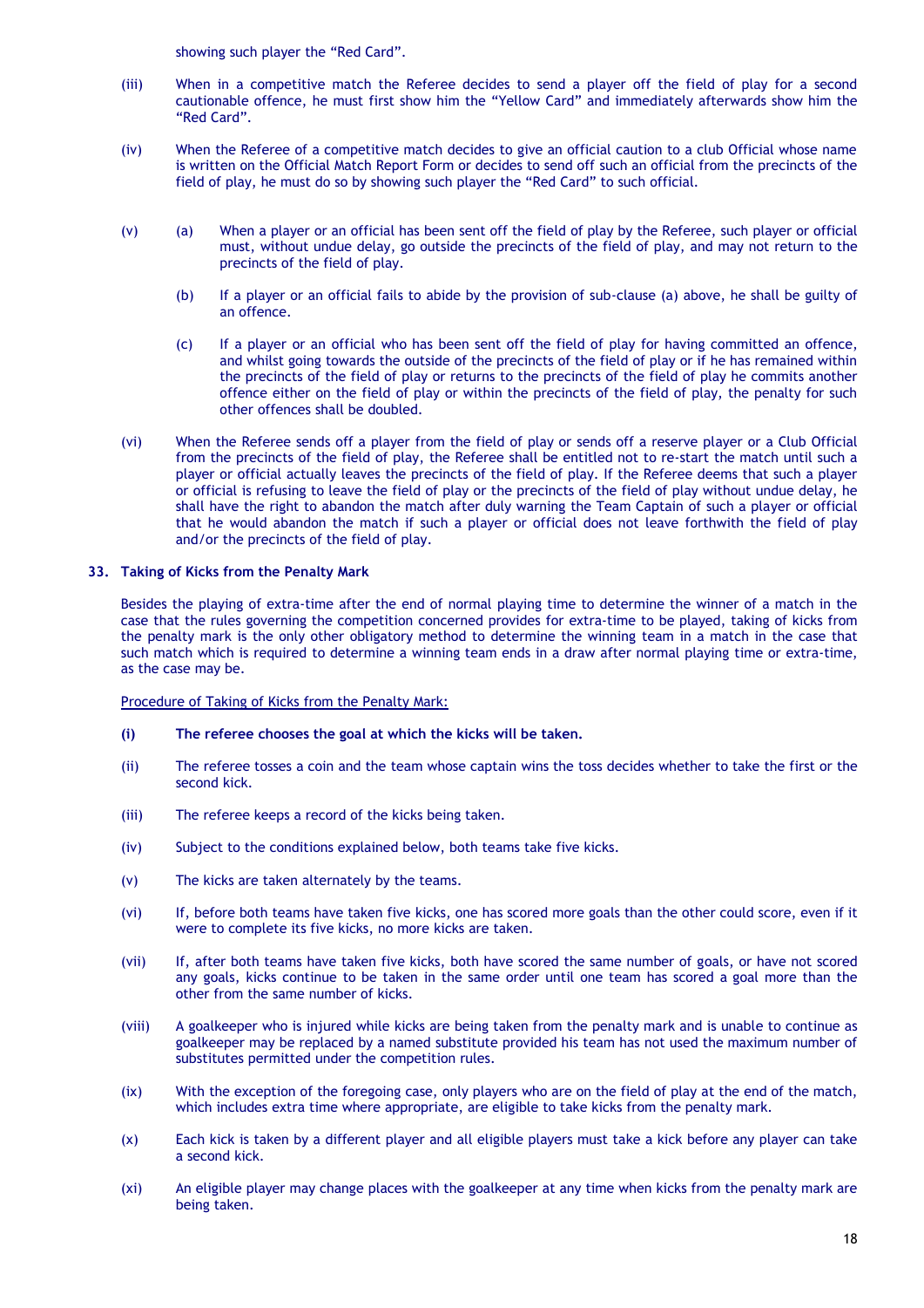showing such player the "Red Card".

(iii) When in a competitive match the Referee decides to send a player off the field of play for a second cautionable offence, he must first show him the "Yellow Card" and immediately afterwards show him the "Red Card".

(iv) When the Referee of a competitive match decides to give an official caution to a club Official whose name is written on the Official Match Report Form or decides to send off such an official from the precincts of the field of play, he must do so by showing such player the "Red Card" to such official.

(v) (a) When a player or an official has been sent off the field of play by the Referee, such player or official must, without undue delay, go outside the precincts of the field of play, and may not return to the precincts of the field of play.

(b) If a player or an official fails to abide by the provision of sub-clause (a) above, he shall be guilty of an offence.

(c) If a player or an official who has been sent off the field of play for having committed an offence, and whilst going towards the outside of the precincts of the field of play or if he has remained within the precincts of the field of play or returns to the precincts of the field of play he commits another offence either on the field of play or within the precincts of the field of play, the penalty for such other offences shall be doubled.

(vi) When the Referee sends off a player from the field of play or sends off a reserve player or a Club Official from the precincts of the field of play, the Referee shall be entitled not to re-start the match until such a player or official actually leaves the precincts of the field of play. If the Referee deems that such a player or official is refusing to leave the field of play or the precincts of the field of play without undue delay, he shall have the right to abandon the match after duly warning the Team Captain of such a player or official that he would abandon the match if such a player or official does not leave forthwith the field of play and/or the precincts of the field of play.

## 33. Taking of Kicks from the Penalty Mark

Besides the playing of extra-time after the end of normal playing time to determine the winner of a match in the case that the rules governing the competition concerned provides for extra-time to be played, taking of kicks from the penalty mark is the only other obligatory method to determine the winning team in a match in the case that such match which is required to determine a winning team ends in a draw after normal playing time or extra-time, as the case may be.

Procedure of Taking of Kicks from the Penalty Mark:

**(i) The referee chooses the goal at which the kicks will be taken.**

(ii) The referee tosses a coin and the team whose captain wins the toss decides whether to take the first or the second kick.

(iii) The referee keeps a record of the kicks being taken.

(iv) Subject to the conditions explained below, both teams take five kicks.

(v) The kicks are taken alternately by the teams.

(vi) If, before both teams have taken five kicks, one has scored more goals than the other could score, even if it were to complete its five kicks, no more kicks are taken.

(vii) If, after both teams have taken five kicks, both have scored the same number of goals, or have not scored any goals, kicks continue to be taken in the same order until one team has scored a goal more than the other from the same number of kicks.

(viii) A goalkeeper who is injured while kicks are being taken from the penalty mark and is unable to continue as goalkeeper may be replaced by a named substitute provided his team has not used the maximum number of substitutes permitted under the competition rules.

(ix) With the exception of the foregoing case, only players who are on the field of play at the end of the match, which includes extra time where appropriate, are eligible to take kicks from the penalty mark.

(x) Each kick is taken by a different player and all eligible players must take a kick before any player can take a second kick.

(xi) An eligible player may change places with the goalkeeper at any time when kicks from the penalty mark are being taken.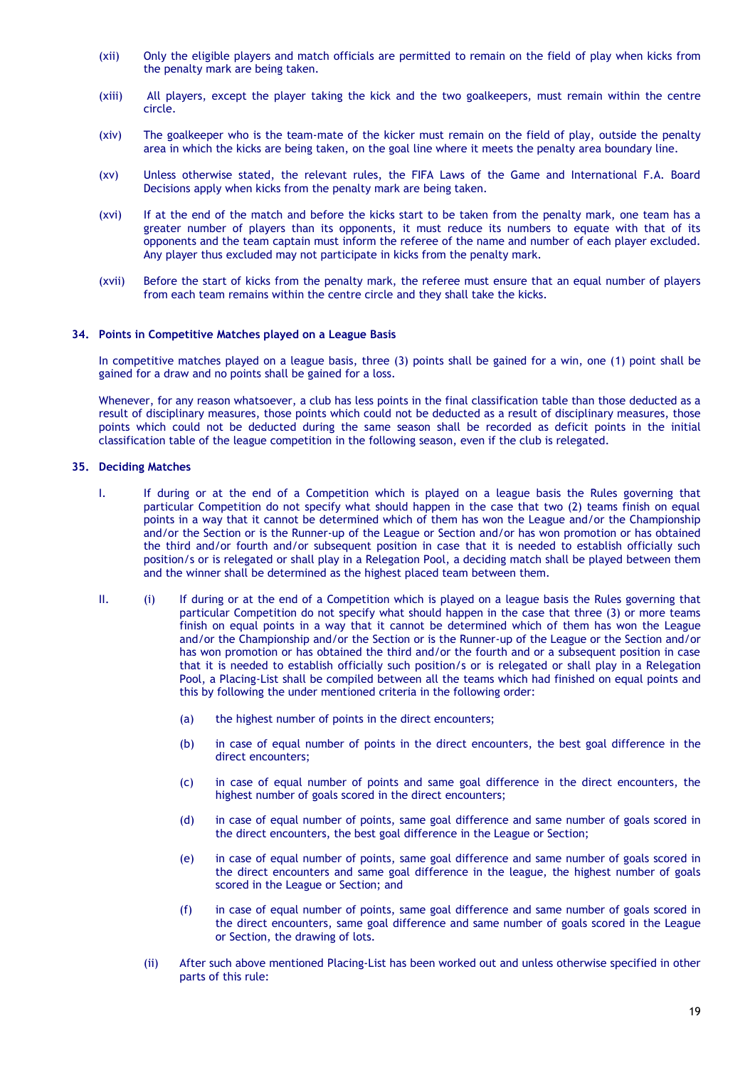(xii) Only the eligible players and match officials are permitted to remain on the field of play when kicks from the penalty mark are being taken.

(xiii) All players, except the player taking the kick and the two goalkeepers, must remain within the centre circle.

(xiv) The goalkeeper who is the team-mate of the kicker must remain on the field of play, outside the penalty area in which the kicks are being taken, on the goal line where it meets the penalty area boundary line.

(xv) Unless otherwise stated, the relevant rules, the FIFA Laws of the Game and International F.A. Board Decisions apply when kicks from the penalty mark are being taken.

(xvi) If at the end of the match and before the kicks start to be taken from the penalty mark, one team has a greater number of players than its opponents, it must reduce its numbers to equate with that of its opponents and the team captain must inform the referee of the name and number of each player excluded. Any player thus excluded may not participate in kicks from the penalty mark.

(xvii) Before the start of kicks from the penalty mark, the referee must ensure that an equal number of players from each team remains within the centre circle and they shall take the kicks.

## 34. Points in Competitive Matches played on a League Basis

In competitive matches played on a league basis, three (3) points shall be gained for a win, one (1) point shall be gained for a draw and no points shall be gained for a loss.

Whenever, for any reason whatsoever, a club has less points in the final classification table than those deducted as a result of disciplinary measures, those points which could not be deducted as a result of disciplinary measures, those points which could not be deducted during the same season shall be recorded as deficit points in the initial classification table of the league competition in the following season, even if the club is relegated.

## 35. Deciding Matches

I. If during or at the end of a Competition which is played on a league basis the Rules governing that particular Competition do not specify what should happen in the case that two (2) teams finish on equal points in a way that it cannot be determined which of them has won the League and/or the Championship and/or the Section or is the Runner-up of the League or Section and/or has won promotion or has obtained the third and/or fourth and/or subsequent position in case that it is needed to establish officially such position/s or is relegated or shall play in a Relegation Pool, a deciding match shall be played between them and the winner shall be determined as the highest placed team between them.

II. (i) If during or at the end of a Competition which is played on a league basis the Rules governing that particular Competition do not specify what should happen in the case that three (3) or more teams finish on equal points in a way that it cannot be determined which of them has won the League and/or the Championship and/or the Section or is the Runner-up of the League or the Section and/or has won promotion or has obtained the third and/or the fourth and or a subsequent position in case that it is needed to establish officially such position/s or is relegated or shall play in a Relegation Pool, a Placing-List shall be compiled between all the teams which had finished on equal points and this by following the under mentioned criteria in the following order:

(a) the highest number of points in the direct encounters;

(b) in case of equal number of points in the direct encounters, the best goal difference in the direct encounters;

(c) in case of equal number of points and same goal difference in the direct encounters, the highest number of goals scored in the direct encounters;

(d) in case of equal number of points, same goal difference and same number of goals scored in the direct encounters, the best goal difference in the League or Section;

(e) in case of equal number of points, same goal difference and same number of goals scored in the direct encounters and same goal difference in the league, the highest number of goals scored in the League or Section; and

(f) in case of equal number of points, same goal difference and same number of goals scored in the direct encounters, same goal difference and same number of goals scored in the League or Section, the drawing of lots.

(ii) After such above mentioned Placing-List has been worked out and unless otherwise specified in other parts of this rule: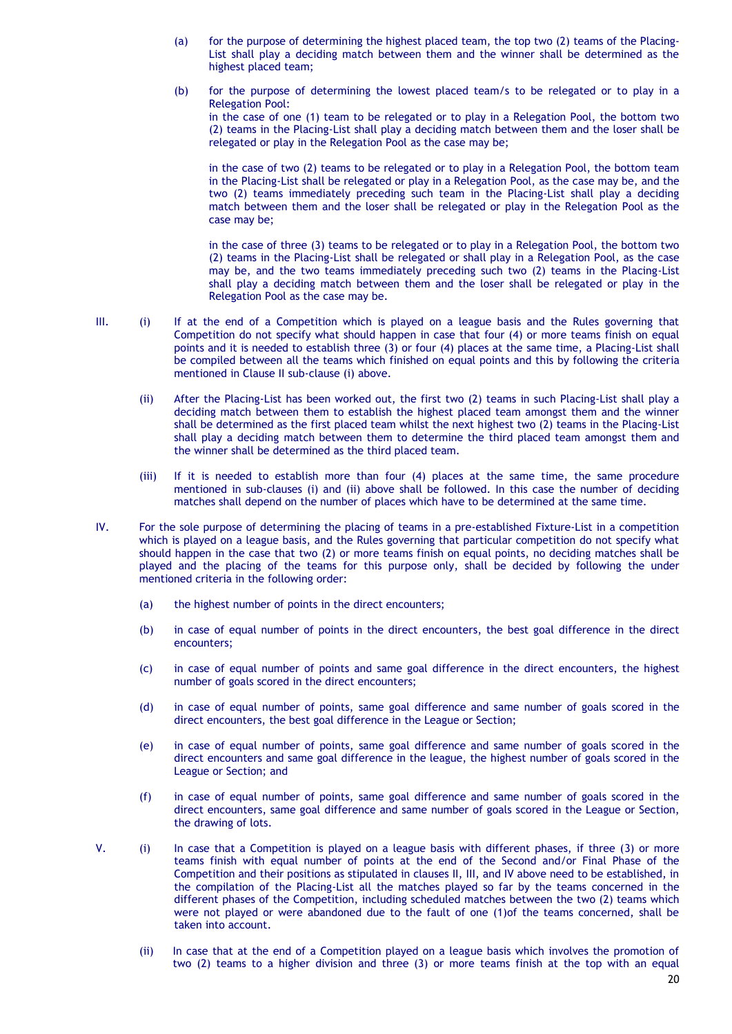(a) for the purpose of determining the highest placed team, the top two (2) teams of the Placing-List shall play a deciding match between them and the winner shall be determined as the highest placed team;

(b) for the purpose of determining the lowest placed team/s to be relegated or to play in a Relegation Pool:
in the case of one (1) team to be relegated or to play in a Relegation Pool, the bottom two (2) teams in the Placing-List shall play a deciding match between them and the loser shall be relegated or play in the Relegation Pool as the case may be;

in the case of two (2) teams to be relegated or to play in a Relegation Pool, the bottom team in the Placing-List shall be relegated or play in a Relegation Pool, as the case may be, and the two (2) teams immediately preceding such team in the Placing-List shall play a deciding match between them and the loser shall be relegated or play in the Relegation Pool as the case may be;

in the case of three (3) teams to be relegated or to play in a Relegation Pool, the bottom two (2) teams in the Placing-List shall be relegated or shall play in a Relegation Pool, as the case may be, and the two teams immediately preceding such two (2) teams in the Placing-List shall play a deciding match between them and the loser shall be relegated or play in the Relegation Pool as the case may be.

III. (i) If at the end of a Competition which is played on a league basis and the Rules governing that Competition do not specify what should happen in case that four (4) or more teams finish on equal points and it is needed to establish three (3) or four (4) places at the same time, a Placing-List shall be compiled between all the teams which finished on equal points and this by following the criteria mentioned in Clause II sub-clause (i) above.

(ii) After the Placing-List has been worked out, the first two (2) teams in such Placing-List shall play a deciding match between them to establish the highest placed team amongst them and the winner shall be determined as the first placed team whilst the next highest two (2) teams in the Placing-List shall play a deciding match between them to determine the third placed team amongst them and the winner shall be determined as the third placed team.

(iii) If it is needed to establish more than four (4) places at the same time, the same procedure mentioned in sub-clauses (i) and (ii) above shall be followed. In this case the number of deciding matches shall depend on the number of places which have to be determined at the same time.

IV. For the sole purpose of determining the placing of teams in a pre-established Fixture-List in a competition which is played on a league basis, and the Rules governing that particular competition do not specify what should happen in the case that two (2) or more teams finish on equal points, no deciding matches shall be played and the placing of the teams for this purpose only, shall be decided by following the under mentioned criteria in the following order:

(a) the highest number of points in the direct encounters;

(b) in case of equal number of points in the direct encounters, the best goal difference in the direct encounters;

(c) in case of equal number of points and same goal difference in the direct encounters, the highest number of goals scored in the direct encounters;

(d) in case of equal number of points, same goal difference and same number of goals scored in the direct encounters, the best goal difference in the League or Section;

(e) in case of equal number of points, same goal difference and same number of goals scored in the direct encounters and same goal difference in the league, the highest number of goals scored in the League or Section; and

(f) in case of equal number of points, same goal difference and same number of goals scored in the direct encounters, same goal difference and same number of goals scored in the League or Section, the drawing of lots.

V. (i) In case that a Competition is played on a league basis with different phases, if three (3) or more teams finish with equal number of points at the end of the Second and/or Final Phase of the Competition and their positions as stipulated in clauses II, III, and IV above need to be established, in the compilation of the Placing-List all the matches played so far by the teams concerned in the different phases of the Competition, including scheduled matches between the two (2) teams which were not played or were abandoned due to the fault of one (1)of the teams concerned, shall be taken into account.

(ii) In case that at the end of a Competition played on a league basis which involves the promotion of two (2) teams to a higher division and three (3) or more teams finish at the top with an equal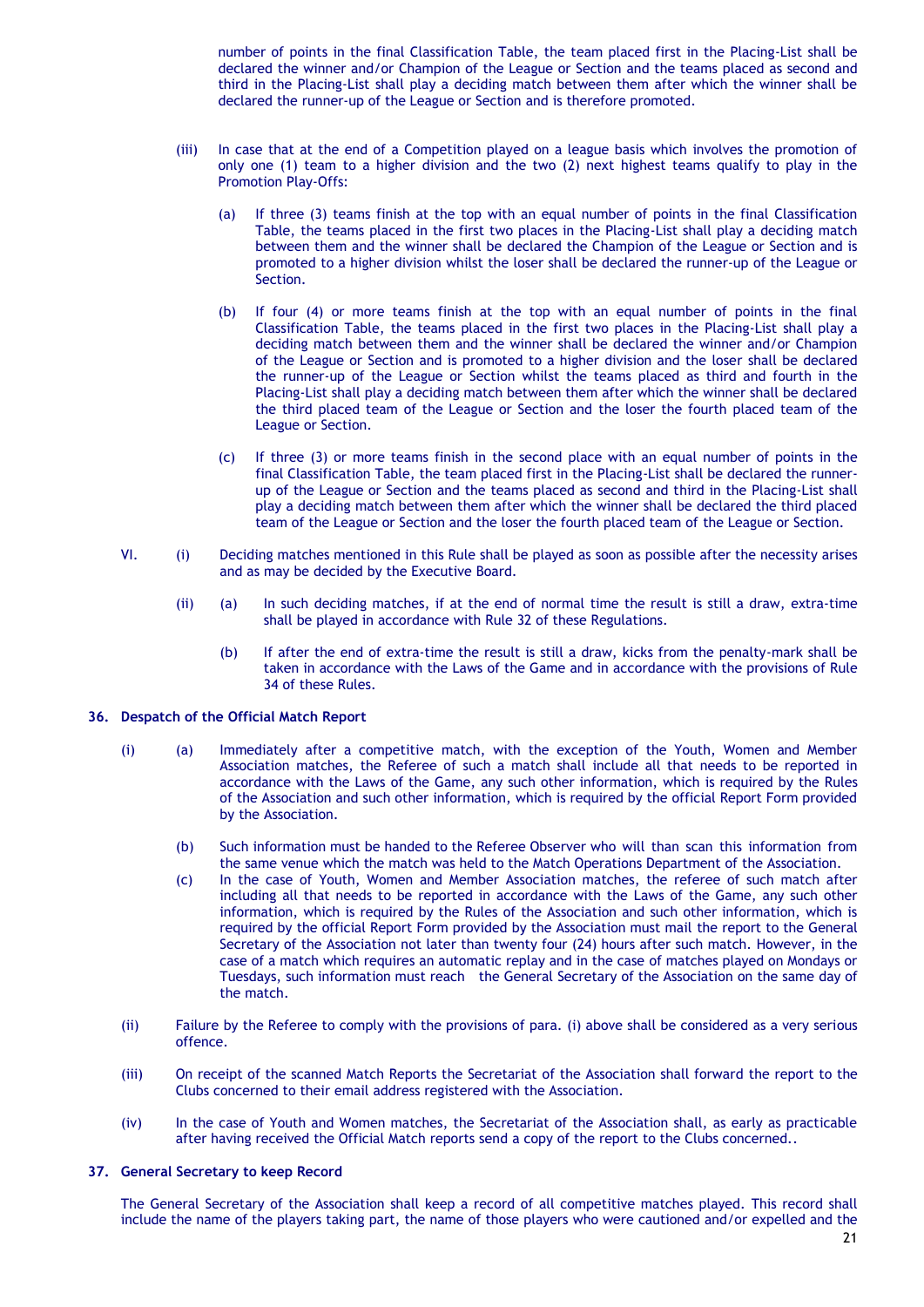number of points in the final Classification Table, the team placed first in the Placing-List shall be declared the winner and/or Champion of the League or Section and the teams placed as second and third in the Placing-List shall play a deciding match between them after which the winner shall be declared the runner-up of the League or Section and is therefore promoted.

(iii) In case that at the end of a Competition played on a league basis which involves the promotion of only one (1) team to a higher division and the two (2) next highest teams qualify to play in the Promotion Play-Offs:

(a) If three (3) teams finish at the top with an equal number of points in the final Classification Table, the teams placed in the first two places in the Placing-List shall play a deciding match between them and the winner shall be declared the Champion of the League or Section and is promoted to a higher division whilst the loser shall be declared the runner-up of the League or Section.

(b) If four (4) or more teams finish at the top with an equal number of points in the final Classification Table, the teams placed in the first two places in the Placing-List shall play a deciding match between them and the winner shall be declared the Champion and/or Champion of the League or Section and is promoted to a higher division and the loser shall be declared the runner-up of the League or Section whilst the teams placed as third and fourth in the Placing-List shall play a deciding match between them after which the winner shall be declared the third placed team of the League or Section and the loser the fourth placed team of the League or Section.

(c) If three (3) or more teams finish in the second place with an equal number of points in the final Classification Table, the team placed first in the Placing-List shall be declared the runner-up of the League or Section and the teams placed as second and third in the Placing-List shall play a deciding match between them after which the winner shall be declared the third placed team of the League or Section and the loser the fourth placed team of the League or Section.

VI. (i) Deciding matches mentioned in this Rule shall be played as soon as possible after the necessity arises and as may be decided by the Executive Board.

(ii) (a) In such deciding matches, if at the end of normal time the result is still a draw, extra-time shall be played in accordance with Rule 32 of these Regulations.

(b) If after the end of extra-time the result is still a draw, kicks from the penalty-mark shall be taken in accordance with the Laws of the Game and in accordance with the provisions of Rule 34 of these Rules.

**36. Despatch of the Official Match Report**

(i) (a) Immediately after a competitive match, with the exception of the Youth, Women and Member Association matches, the Referee of such a match shall include all that needs to be reported in accordance with the Laws of the Game, any such other information, which is required by the Rules of the Association and such other information, which is required by the official Report Form provided by the Association.

(b) Such information must be handed to the Referee Observer who will than scan this information from the same venue which the match was held to the Match Operations Department of the Association.

(c) In the case of Youth, Women and Member Association matches, the referee of such match after including all that needs to be reported in accordance with the Laws of the Game, any such other information, which is required by the Rules of the Association and such other information, which is required by the official Report Form provided by the Association must mail the report to the General Secretary of the Association not later than twenty four (24) hours after such match. However, in the case of a match which requires an automatic replay and in the case of matches played on Mondays or Tuesdays, such information must reach the General Secretary of the Association on the same day of the match.

(ii) Failure by the Referee to comply with the provisions of para. (i) above shall be considered as a very serious offence.

(iii) On receipt of the scanned Match Reports the Secretariat of the Association shall forward the report to the Clubs concerned to their email address registered with the Association.

(iv) In the case of Youth and Women matches, the Secretariat of the Association shall, as early as practicable after having received the Official Match reports send a copy of the report to the Clubs concerned..

**37. General Secretary to keep Record**

The General Secretary of the Association shall keep a record of all competitive matches played. This record shall include the name of the players taking part, the name of those players who were cautioned and/or expelled and the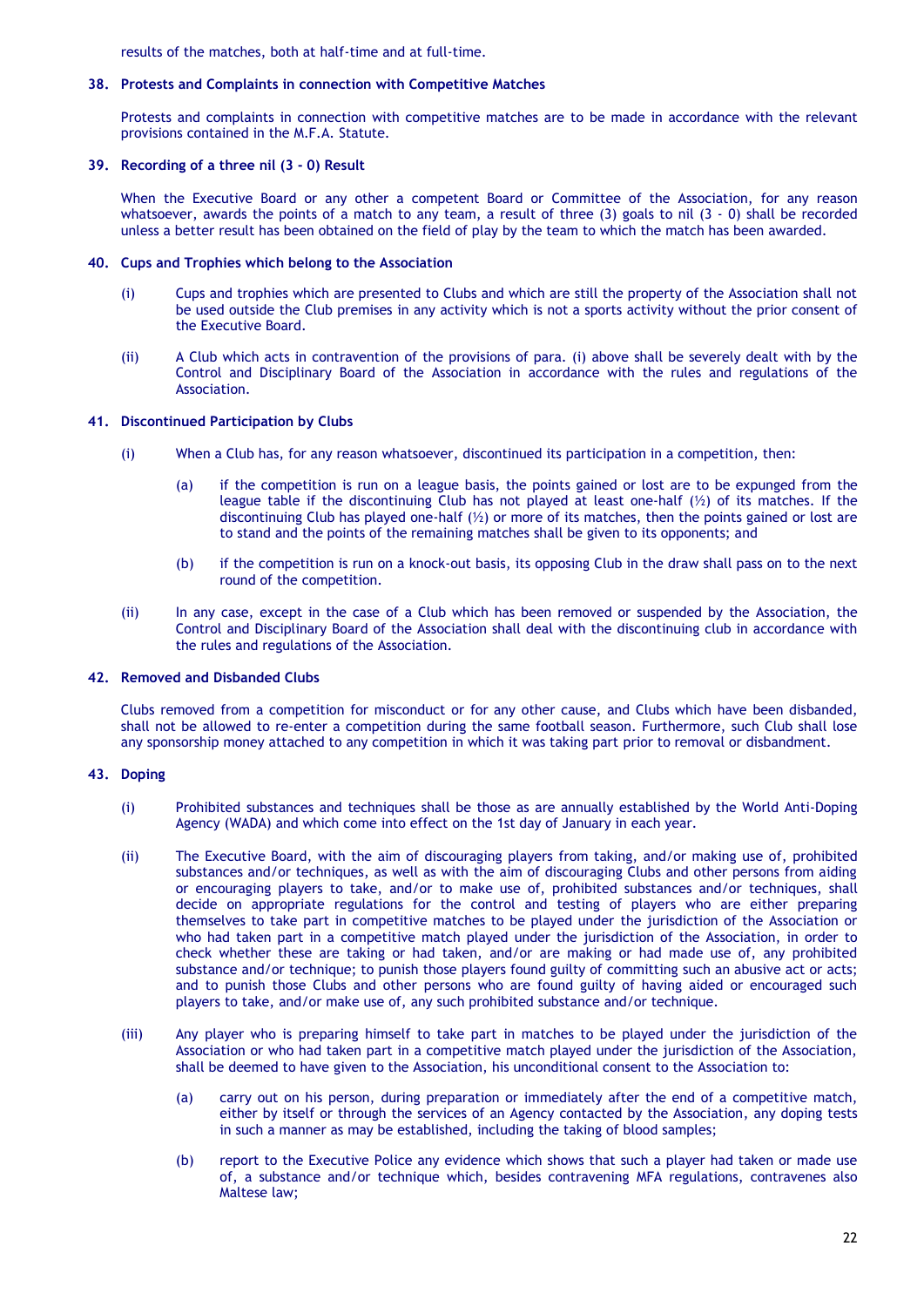results of the matches, both at half-time and at full-time.

### 38. Protests and Complaints in connection with Competitive Matches

Protests and complaints in connection with competitive matches are to be made in accordance with the relevant provisions contained in the M.F.A. Statute.

### 39. Recording of a three nil (3 - 0) Result

When the Executive Board or any other a competent Board or Committee of the Association, for any reason whatsoever, awards the points of a match to any team, a result of three (3) goals to nil (3 - 0) shall be recorded unless a better result has been obtained on the field of play by the team to which the match has been awarded.

### 40. Cups and Trophies which belong to the Association

(i) Cups and trophies which are presented to Clubs and which are still the property of the Association shall not be used outside the Club premises in any activity which is not a sports activity without the prior consent of the Executive Board.

(ii) A Club which acts in contravention of the provisions of para. (i) above shall be severely dealt with by the Control and Disciplinary Board of the Association in accordance with the rules and regulations of the Association.

### 41. Discontinued Participation by Clubs

(i) When a Club has, for any reason whatsoever, discontinued its participation in a competition, then:

(a) if the competition is run on a league basis, the points gained or lost are to be expunged from the league table if the discontinuing Club has not played at least one-half (½) of its matches. If the discontinuing Club has played one-half (½) or more of its matches, then the points gained or lost are to stand and the points of the remaining matches shall be given to its opponents; and

(b) if the competition is run on a knock-out basis, its opposing Club in the draw shall pass on to the next round of the competition.

(ii) In any case, except in the case of a Club which has been removed or suspended by the Association, the Control and Disciplinary Board of the Association shall deal with the discontinuing club in accordance with the rules and regulations of the Association.

### 42. Removed and Disbanded Clubs

Clubs removed from a competition for misconduct or for any other cause, and Clubs which have been disbanded, shall not be allowed to re-enter a competition during the same football season. Furthermore, such Club shall lose any sponsorship money attached to any competition in which it was taking part prior to removal or disbandment.

### 43. Doping

(i) Prohibited substances and techniques shall be those as are annually established by the World Anti-Doping Agency (WADA) and which come into effect on the 1st day of January in each year.

(ii) The Executive Board, with the aim of discouraging players from taking, and/or making use of, prohibited substances and/or techniques, as well as with the aim of discouraging Clubs and other persons from aiding or encouraging players to take, and/or to make use of, prohibited substances and/or techniques, shall decide on appropriate regulations for the control and testing of players who are either preparing themselves to take part in competitive matches to be played under the jurisdiction of the Association or who had taken part in a competitive match played under the jurisdiction of the Association, in order to check whether these are taking or had taken, and/or are making or had made use of, any prohibited substance and/or technique; to punish those players found guilty of committing such an abusive act or acts; and to punish those Clubs and other persons who are found guilty of having aided or encouraged such players to take, and/or make use of, any such prohibited substance and/or technique.

(iii) Any player who is preparing himself to take part in matches to be played under the jurisdiction of the Association or who had taken part in a competitive match played under the jurisdiction of the Association, shall be deemed to have given to the Association, his unconditional consent to the Association to:

(a) carry out on his person, during preparation or immediately after the end of a competitive match, either by itself or through the services of an Agency contacted by the Association, any doping tests in such a manner as may be established, including the taking of blood samples;

(b) report to the Executive Police any evidence which shows that such a player had taken or made use of, a substance and/or technique which, besides contravening MFA regulations, contravenes also Maltese law;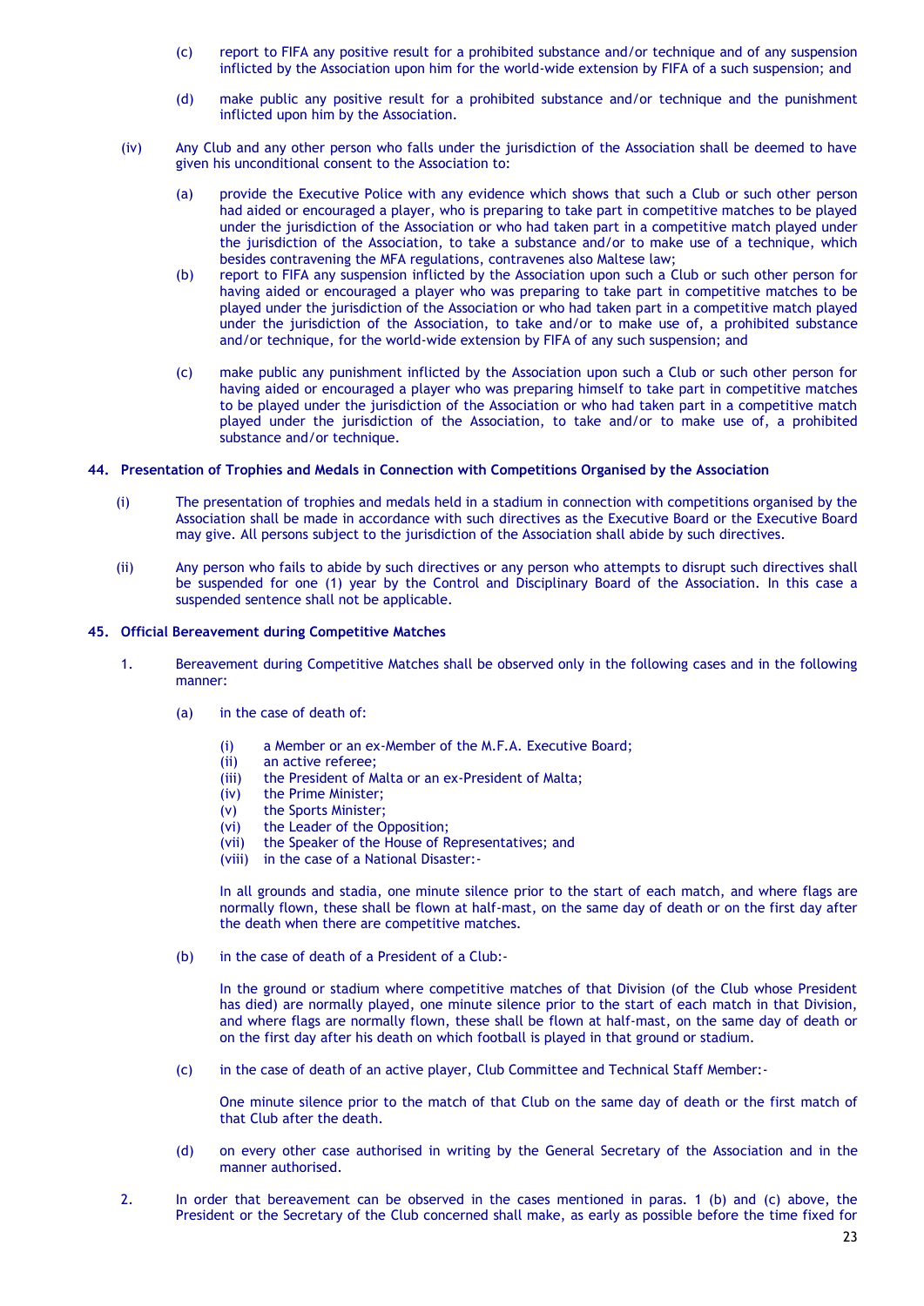(c) report to FIFA any positive result for a prohibited substance and/or technique and of any suspension inflicted by the Association upon him for the world-wide extension by FIFA of a such suspension; and

(d) make public any positive result for a prohibited substance and/or technique and the punishment inflicted upon him by the Association.

(iv) Any Club and any other person who falls under the jurisdiction of the Association shall be deemed to have given his unconditional consent to the Association to:

(a) provide the Executive Police with any evidence which shows that such a Club or such other person had aided or encouraged a player, who is preparing to take part in competitive matches to be played under the jurisdiction of the Association or who had taken part in a competitive match played under the jurisdiction of the Association, to take a substance and/or to make use of a technique, which besides contravening the MFA regulations, contravenes also Maltese law;

(b) report to FIFA any suspension inflicted by the Association upon such a Club or such other person for having aided or encouraged a player who was preparing to take part in competitive matches to be played under the jurisdiction of the Association or who had taken part in a competitive match played under the jurisdiction of the Association, to take and/or to make use of, a prohibited substance and/or technique, for the world-wide extension by FIFA of any such suspension; and

(c) make public any punishment inflicted by the Association upon such a Club or such other person for having aided or encouraged a player who was preparing himself to take part in competitive matches to be played under the jurisdiction of the Association or who had taken part in a competitive match played under the jurisdiction of the Association, to take and/or to make use of, a prohibited substance and/or technique.

### 44. Presentation of Trophies and Medals in Connection with Competitions Organised by the Association

(i) The presentation of trophies and medals held in a stadium in connection with competitions organised by the Association shall be made in accordance with such directives as the Executive Board or the Executive Board may give. All persons subject to the jurisdiction of the Association shall abide by such directives.

(ii) Any person who fails to abide by such directives or any person who attempts to disrupt such directives shall be suspended for one (1) year by the Control and Disciplinary Board of the Association. In this case a suspended sentence shall not be applicable.

### 45. Official Bereavement during Competitive Matches

1. Bereavement during Competitive Matches shall be observed only in the following cases and in the following manner:

   (a) in the case of death of:

   (i) a Member or an ex-Member of the M.F.A. Executive Board;
   (ii) an active referee;
   (iii) the President of Malta or an ex-President of Malta;
   (iv) the Prime Minister;
   (v) the Sports Minister;
   (vi) the Leader of the Opposition;
   (vii) the Speaker of the House of Representatives; and
   (viii) in the case of a National Disaster:-

   In all grounds and stadia, one minute silence prior to the start of each match, and where flags are normally flown, these shall be flown at half-mast, on the same day of death or on the first day after the death when there are competitive matches.

   (b) in the case of death of a President of a Club:-

   In the ground or stadium where competitive matches of that Division (of the Club whose President has died) are normally played, one minute silence prior to the start of each match in that Division, and where flags are normally flown, these shall be flown at half-mast, on the same day of death or on the first day after his death on which football is played in that ground or stadium.

   (c) in the case of death of an active player, Club Committee and Technical Staff Member:-

   One minute silence prior to the match of that Club on the same day of death or the first match of that Club after the death.

   (d) on every other case authorised in writing by the General Secretary of the Association and in the manner authorised.

2. In order that bereavement can be observed in the cases mentioned in paras. 1 (b) and (c) above, the President or the Secretary of the Club concerned shall make, as early as possible before the time fixed for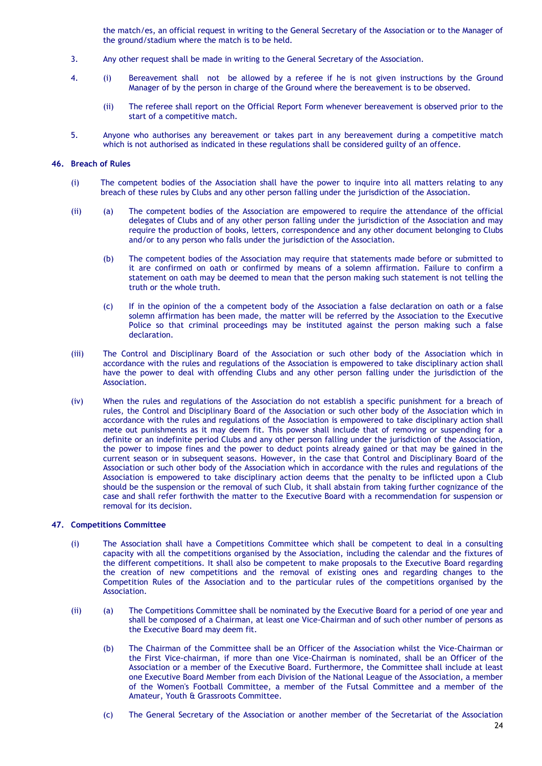the match/es, an official request in writing to the General Secretary of the Association or to the Manager of the ground/stadium where the match is to be held.

3. Any other request shall be made in writing to the General Secretary of the Association.

4. (i) Bereavement shall not be allowed by a referee if he is not given instructions by the Ground Manager of by the person in charge of the Ground where the bereavement is to be observed.

   (ii) The referee shall report on the Official Report Form whenever bereavement is observed prior to the start of a competitive match.

5. Anyone who authorises any bereavement or takes part in any bereavement during a competitive match which is not authorised as indicated in these regulations shall be considered guilty of an offence.

## 46. Breach of Rules

(i) The competent bodies of the Association shall have the power to inquire into all matters relating to any breach of these rules by Clubs and any other person falling under the jurisdiction of the Association.

(ii) (a) The competent bodies of the Association are empowered to require the attendance of the official delegates of Clubs and of any other person falling under the jurisdiction of the Association and may require the production of books, letters, correspondence and any other document belonging to Clubs and/or to any person who falls under the jurisdiction of the Association.

(b) The competent bodies of the Association may require that statements made before or submitted to it are confirmed on oath or confirmed by means of a solemn affirmation. Failure to confirm a statement on oath may be deemed to mean that the person making such statement is not telling the truth or the whole truth.

(c) If in the opinion of the a competent body of the Association a false declaration on oath or a false solemn affirmation has been made, the matter will be referred by the Association to the Executive Police so that criminal proceedings may be instituted against the person making such a false declaration.

(iii) The Control and Disciplinary Board of the Association or such other body of the Association which in accordance with the rules and regulations of the Association is empowered to take disciplinary action shall have the power to deal with offending Clubs and any other person falling under the jurisdiction of the Association.

(iv) When the rules and regulations of the Association do not establish a specific punishment for a breach of rules, the Control and Disciplinary Board of the Association or such other body of the Association which in accordance with the rules and regulations of the Association is empowered to take disciplinary action shall mete out punishments as it may deem fit. This power shall include that of removing or suspending for a definite or an indefinite period Clubs and any other person falling under the jurisdiction of the Association, the power to impose fines and the power to deduct points already gained or that may be gained in the current season or in subsequent seasons. However, in the case that Control and Disciplinary Board of the Association or such other body of the Association which in accordance with the rules and regulations of the Association is empowered to take disciplinary action deems that the penalty to be inflicted upon a Club should be the suspension or the removal of such Club, it shall abstain from taking further cognizance of the case and shall refer forthwith the matter to the Executive Board with a recommendation for suspension or removal for its decision.

## 47. Competitions Committee

(i) The Association shall have a Competitions Committee which shall be competent to deal in a consulting capacity with all the competitions organised by the Association, including the calendar and the fixtures of the different competitions. It shall also be competent to make proposals to the Executive Board regarding the creation of new competitions and the removal of existing ones and regarding changes to the Competition Rules of the Association and to the particular rules of the competitions organised by the Association.

(ii) (a) The Competitions Committee shall be nominated by the Executive Board for a period of one year and shall be composed of a Chairman, at least one Vice-Chairman and of such other number of persons as the Executive Board may deem fit.

(b) The Chairman of the Committee shall be an Officer of the Association whilst the Vice-Chairman or the First Vice-chairman, if more than one Vice-Chairman is nominated, shall be an Officer of the Association or a member of the Executive Board. Furthermore, the Committee shall include at least one Executive Board Member from each Division of the National League of the Association, a member of the Women's Football Committee, a member of the Futsal Committee and a member of the Amateur, Youth & Grassroots Committee.

(c) The General Secretary of the Association or another member of the Secretariat of the Association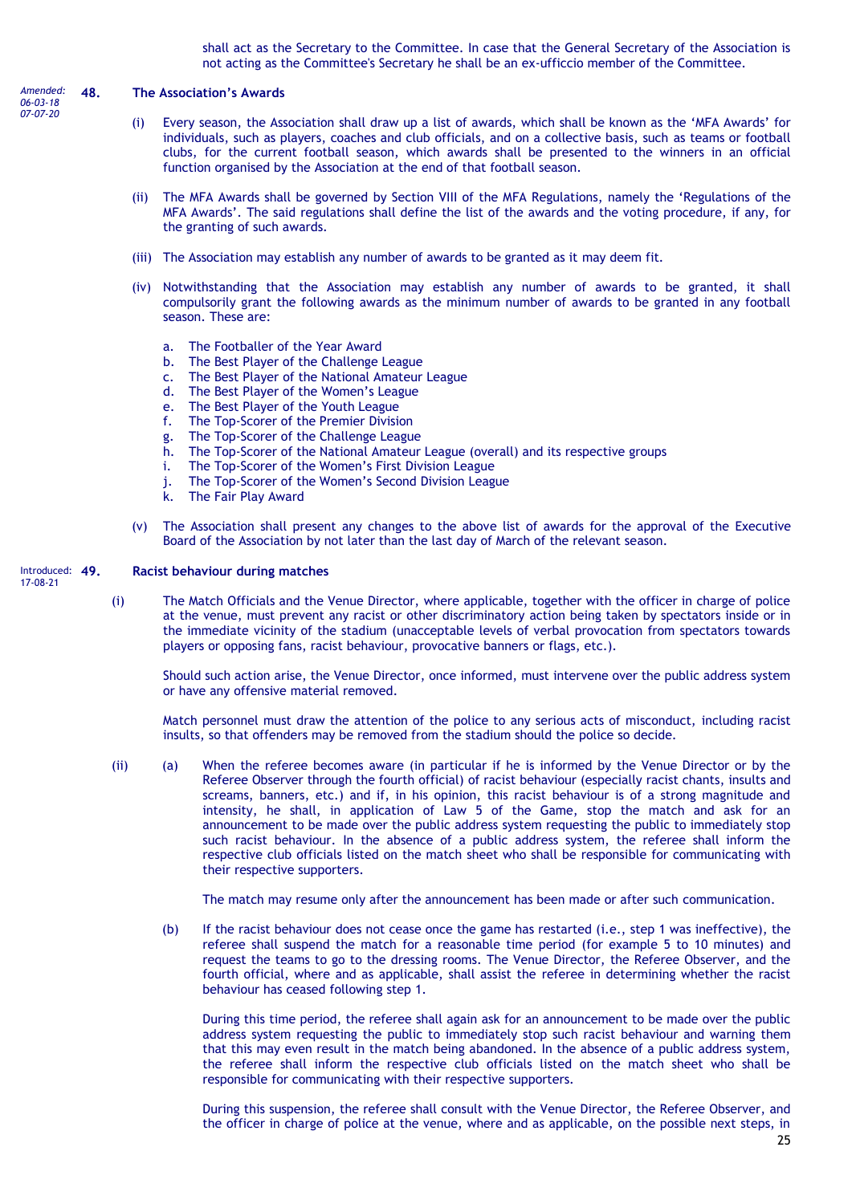shall act as the Secretary to the Committee. In case that the General Secretary of the Association is not acting as the Committee's Secretary he shall be an ex-ufficcio member of the Committee.

*Amended: 06-03-18 07-07-20*

## 48. The Association's Awards

(i) Every season, the Association shall draw up a list of awards, which shall be known as the 'MFA Awards' for individuals, such as players, coaches and club officials, and on a collective basis, such as teams or football clubs, for the current football season, which awards shall be presented to the winners in an official function organised by the Association at the end of that football season.

(ii) The MFA Awards shall be governed by Section VIII of the MFA Regulations, namely the 'Regulations of the MFA Awards'. The said regulations shall define the list of the awards and the voting procedure, if any, for the granting of such awards.

(iii) The Association may establish any number of awards to be granted as it may deem fit.

(iv) Notwithstanding that the Association may establish any number of awards to be granted, it shall compulsorily grant the following awards as the minimum number of awards to be granted in any football season. These are:

a. The Footballer of the Year Award
b. The Best Player of the Challenge League
c. The Best Player of the National Amateur League
d. The Best Player of the Women's League
e. The Best Player of the Youth League
f. The Top-Scorer of the Premier Division
g. The Top-Scorer of the Challenge League
h. The Top-Scorer of the National Amateur League (overall) and its respective groups
i. The Top-Scorer of the Women's First Division League
j. The Top-Scorer of the Women's Second Division League
k. The Fair Play Award

(v) The Association shall present any changes to the above list of awards for the approval of the Executive Board of the Association by not later than the last day of March of the relevant season.

Introduced: 17-08-21

## 49. Racist behaviour during matches

(i) The Match Officials and the Venue Director, where applicable, together with the officer in charge of police at the venue, must prevent any racist or other discriminatory action being taken by spectators inside or in the immediate vicinity of the stadium (unacceptable levels of verbal provocation from spectators towards players or opposing fans, racist behaviour, provocative banners or flags, etc.).

Should such action arise, the Venue Director, once informed, must intervene over the public address system or have any offensive material removed.

Match personnel must draw the attention of the police to any serious acts of misconduct, including racist insults, so that offenders may be removed from the stadium should the police so decide.

(ii) (a) When the referee becomes aware (in particular if he is informed by the Venue Director or by the Referee Observer through the fourth official) of racist behaviour (especially racist chants, insults and screams, banners, etc.) and if, in his opinion, this racist behaviour is of a strong magnitude and intensity, he shall, in application of Law 5 of the Game, stop the match and ask for an announcement to be made over the public address system requesting the public to immediately stop such racist behaviour. In the absence of a public address system, the referee shall inform the respective club officials listed on the match sheet who shall be responsible for communicating with their respective supporters.

The match may resume only after the announcement has been made or after such communication.

(b) If the racist behaviour does not cease once the game has restarted (i.e., step 1 was ineffective), the referee shall suspend the match for a reasonable time period (for example 5 to 10 minutes) and request the teams to go to the dressing rooms. The Venue Director, the Referee Observer, and the fourth official, where and as applicable, shall assist the referee in determining whether the racist behaviour has ceased following step 1.

During this time period, the referee shall again ask for an announcement to be made over the public address system requesting the public to immediately stop such racist behaviour and warning them that this may even result in the match being abandoned. In the absence of a public address system, the referee shall inform the respective club officials listed on the match sheet who shall be responsible for communicating with their respective supporters.

During this suspension, the referee shall consult with the Venue Director, the Referee Observer, and the officer in charge of police at the venue, where and as applicable, on the possible next steps, in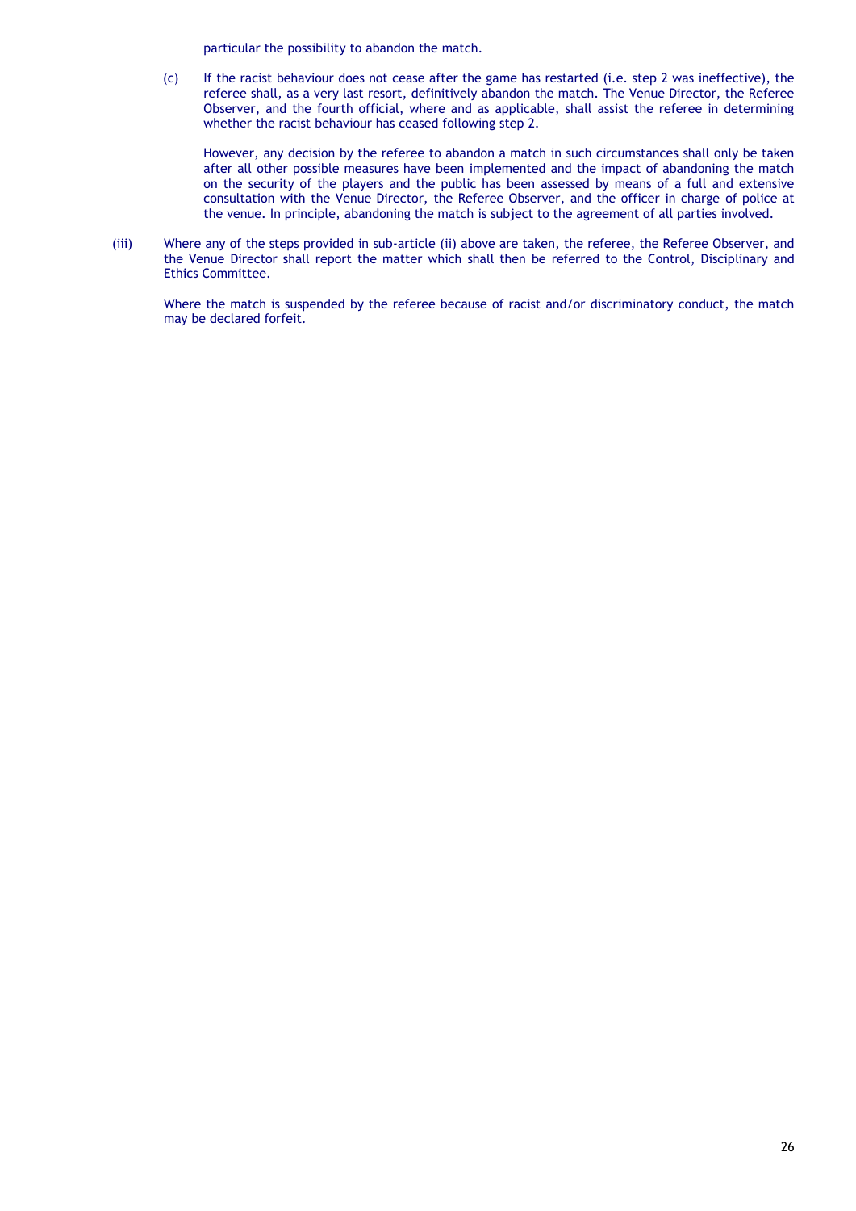particular the possibility to abandon the match.

(c) If the racist behaviour does not cease after the game has restarted (i.e. step 2 was ineffective), the referee shall, as a very last resort, definitively abandon the match. The Venue Director, the Referee Observer, and the fourth official, where and as applicable, shall assist the referee in determining whether the racist behaviour has ceased following step 2.

However, any decision by the referee to abandon a match in such circumstances shall only be taken after all other possible measures have been implemented and the impact of abandoning the match on the security of the players and the public has been assessed by means of a full and extensive consultation with the Venue Director, the Referee Observer, and the officer in charge of police at the venue. In principle, abandoning the match is subject to the agreement of all parties involved.

(iii) Where any of the steps provided in sub-article (ii) above are taken, the referee, the Referee Observer, and the Venue Director shall report the matter which shall then be referred to the Control, Disciplinary and Ethics Committee.

Where the match is suspended by the referee because of racist and/or discriminatory conduct, the match may be declared forfeit.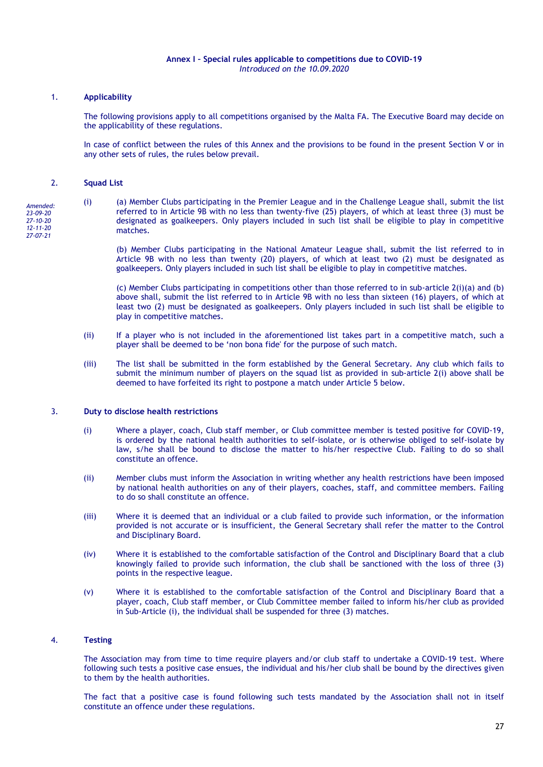**Annex I – Special rules applicable to competitions due to COVID-19**
*Introduced on the 10.09.2020*

## 1. Applicability

The following provisions apply to all competitions organised by the Malta FA. The Executive Board may decide on the applicability of these regulations.

In case of conflict between the rules of this Annex and the provisions to be found in the present Section V or in any other sets of rules, the rules below prevail.

## 2. Squad List

*Amended: 23-09-20 27-10-20 12-11-20 27-07-21*

(i) (a) Member Clubs participating in the Premier League and in the Challenge League shall, submit the list referred to in Article 9B with no less than twenty-five (25) players, of which at least three (3) must be designated as goalkeepers. Only players included in such list shall be eligible to play in competitive matches.

(b) Member Clubs participating in the National Amateur League shall, submit the list referred to in Article 9B with no less than twenty (20) players, of which at least two (2) must be designated as goalkeepers. Only players included in such list shall be eligible to play in competitive matches.

(c) Member Clubs participating in competitions other than those referred to in sub-article 2(i)(a) and (b) above shall, submit the list referred to in Article 9B with no less than sixteen (16) players, of which at least two (2) must be designated as goalkeepers. Only players included in such list shall be eligible to play in competitive matches.

(ii) If a player who is not included in the aforementioned list takes part in a competitive match, such a player shall be deemed to be 'non bona fide' for the purpose of such match.

(iii) The list shall be submitted in the form established by the General Secretary. Any club which fails to submit the minimum number of players on the squad list as provided in sub-article 2(i) above shall be deemed to have forfeited its right to postpone a match under Article 5 below.

## 3. Duty to disclose health restrictions

(i) Where a player, coach, Club staff member, or Club committee member is tested positive for COVID-19, is ordered by the national health authorities to self-isolate, or is otherwise obliged to self-isolate by law, s/he shall be bound to disclose the matter to his/her respective Club. Failing to do so shall constitute an offence.

(ii) Member clubs must inform the Association in writing whether any health restrictions have been imposed by national health authorities on any of their players, coaches, staff, and committee members. Failing to do so shall constitute an offence.

(iii) Where it is deemed that an individual or a club failed to provide such information, or the information provided is not accurate or is insufficient, the General Secretary shall refer the matter to the Control and Disciplinary Board.

(iv) Where it is established to the comfortable satisfaction of the Control and Disciplinary Board that a club knowingly failed to provide such information, the club shall be sanctioned with the loss of three (3) points in the respective league.

(v) Where it is established to the comfortable satisfaction of the Control and Disciplinary Board that a player, coach, Club staff member, or Club Committee member failed to inform his/her club as provided in Sub-Article (i), the individual shall be suspended for three (3) matches.

## 4. Testing

The Association may from time to time require players and/or club staff to undertake a COVID-19 test. Where following such tests a positive case ensues, the individual and his/her club shall be bound by the directives given to them by the health authorities.

The fact that a positive case is found following such tests mandated by the Association shall not in itself constitute an offence under these regulations.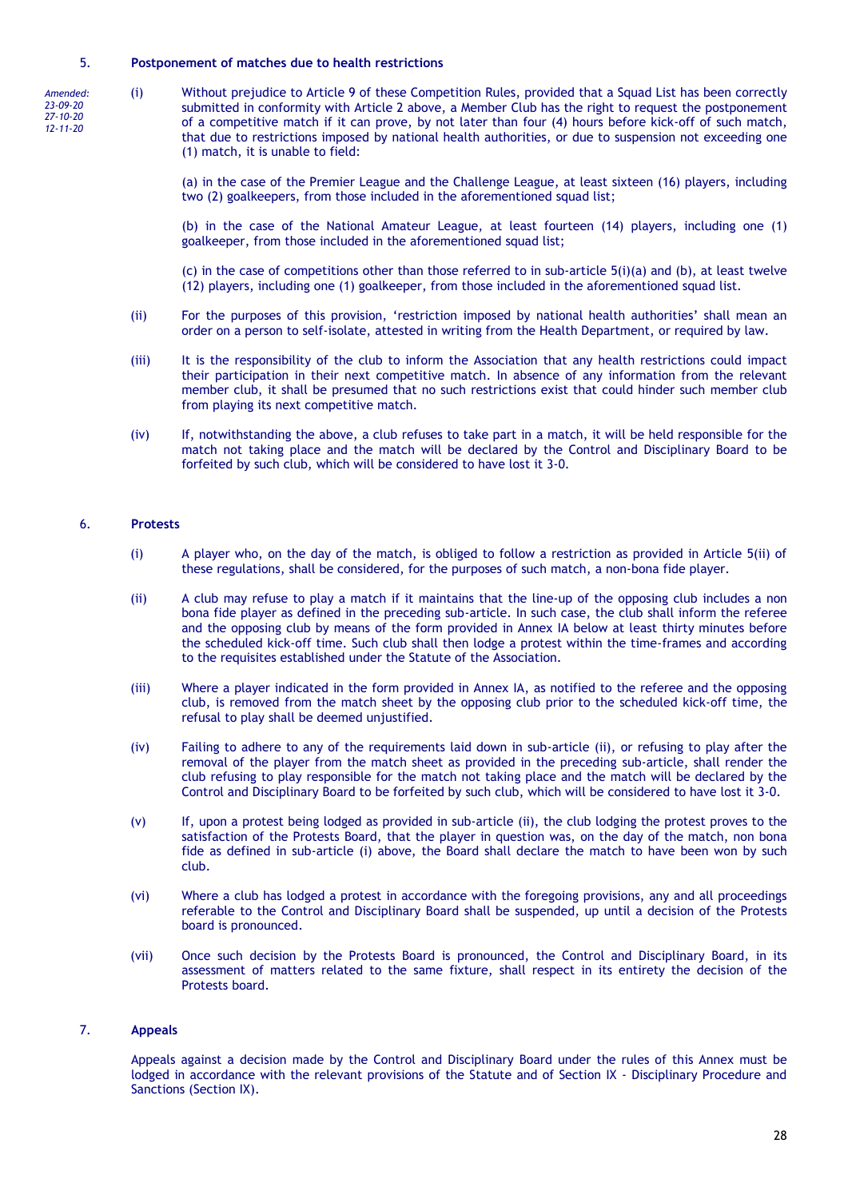## 5. Postponement of matches due to health restrictions

*Amended: 23-09-20 27-10-20 12-11-20*

(i) Without prejudice to Article 9 of these Competition Rules, provided that a Squad List has been correctly submitted in conformity with Article 2 above, a Member Club has the right to request the postponement of a competitive match if it can prove, by not later than four (4) hours before kick-off of such match, that due to restrictions imposed by national health authorities, or due to suspension not exceeding one (1) match, it is unable to field:

(a) in the case of the Premier League and the Challenge League, at least sixteen (16) players, including two (2) goalkeepers, from those included in the aforementioned squad list;

(b) in the case of the National Amateur League, at least fourteen (14) players, including one (1) goalkeeper, from those included in the aforementioned squad list;

(c) in the case of competitions other than those referred to in sub-article 5(i)(a) and (b), at least twelve (12) players, including one (1) goalkeeper, from those included in the aforementioned squad list.

(ii) For the purposes of this provision, 'restriction imposed by national health authorities' shall mean an order on a person to self-isolate, attested in writing from the Health Department, or required by law.

(iii) It is the responsibility of the club to inform the Association that any health restrictions could impact their participation in their next competitive match. In absence of any information from the relevant member club, it shall be presumed that no such restrictions exist that could hinder such member club from playing its next competitive match.

(iv) If, notwithstanding the above, a club refuses to take part in a match, it will be held responsible for the match not taking place and the match will be declared by the Control and Disciplinary Board to be forfeited by such club, which will be considered to have lost it 3-0.

## 6. Protests

(i) A player who, on the day of the match, is obliged to follow a restriction as provided in Article 5(ii) of these regulations, shall be considered, for the purposes of such match, a non-bona fide player.

(ii) A club may refuse to play a match if it maintains that the line-up of the opposing club includes a non bona fide player as defined in the preceding sub-article. In such case, the club shall inform the referee and the opposing club by means of the form provided in Annex IA below at least thirty minutes before the scheduled kick-off time. Such club shall then lodge a protest within the time-frames and according to the requisites established under the Statute of the Association.

(iii) Where a player indicated in the form provided in Annex IA, as notified to the referee and the opposing club, is removed from the match sheet by the opposing club prior to the scheduled kick-off time, the refusal to play shall be deemed unjustified.

(iv) Failing to adhere to any of the requirements laid down in sub-article (ii), or refusing to play after the removal of the player from the match sheet as provided in the preceding sub-article, shall render the club refusing to play responsible for the match not taking place and the match will be declared by the Control and Disciplinary Board to be forfeited by such club, which will be considered to have lost it 3-0.

(v) If, upon a protest being lodged as provided in sub-article (ii), the club lodging the protest proves to the satisfaction of the Protests Board, that the player in question was, on the day of the match, non bona fide as defined in sub-article (i) above, the Board shall declare the match to have been won by such club.

(vi) Where a club has lodged a protest in accordance with the foregoing provisions, any and all proceedings referable to the Control and Disciplinary Board shall be suspended, up until a decision of the Protests board is pronounced.

(vii) Once such decision by the Protests Board is pronounced, the Control and Disciplinary Board, in its assessment of matters related to the same fixture, shall respect in its entirety the decision of the Protests board.

## 7. Appeals

Appeals against a decision made by the Control and Disciplinary Board under the rules of this Annex must be lodged in accordance with the relevant provisions of the Statute and of Section IX - Disciplinary Procedure and Sanctions (Section IX).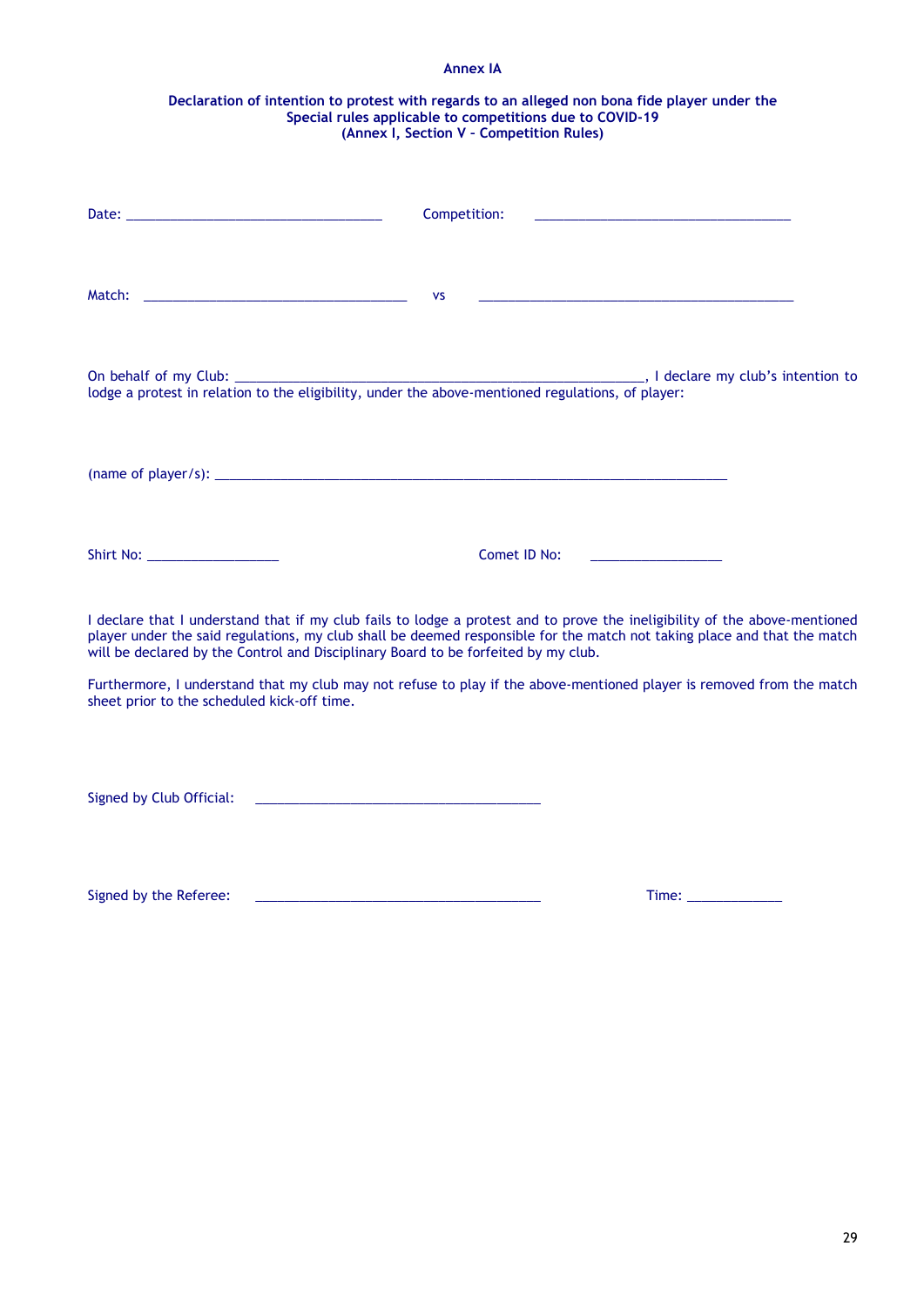**Annex IA**

**Declaration of intention to protest with regards to an alleged non bona fide player under the Special rules applicable to competitions due to COVID-19 (Annex I, Section V – Competition Rules)**

Date: ______________________________ Competition: ______________________________

Match: ______________________________ vs ______________________________

On behalf of my Club: ______________________________________________, I declare my club's intention to lodge a protest in relation to the eligibility, under the above-mentioned regulations, of player:

(name of player/s): ______________________________________________________________

Shirt No: _______________ Comet ID No: _______________

I declare that I understand that if my club fails to lodge a protest and to prove the ineligibility of the above-mentioned player under the said regulations, my club shall be deemed responsible for the match not taking place and that the match will be declared by the Control and Disciplinary Board to be forfeited by my club.

Furthermore, I understand that my club may not refuse to play if the above-mentioned player is removed from the match sheet prior to the scheduled kick-off time.

Signed by Club Official: _________________________________

Signed by the Referee: _________________________________ Time: ___________